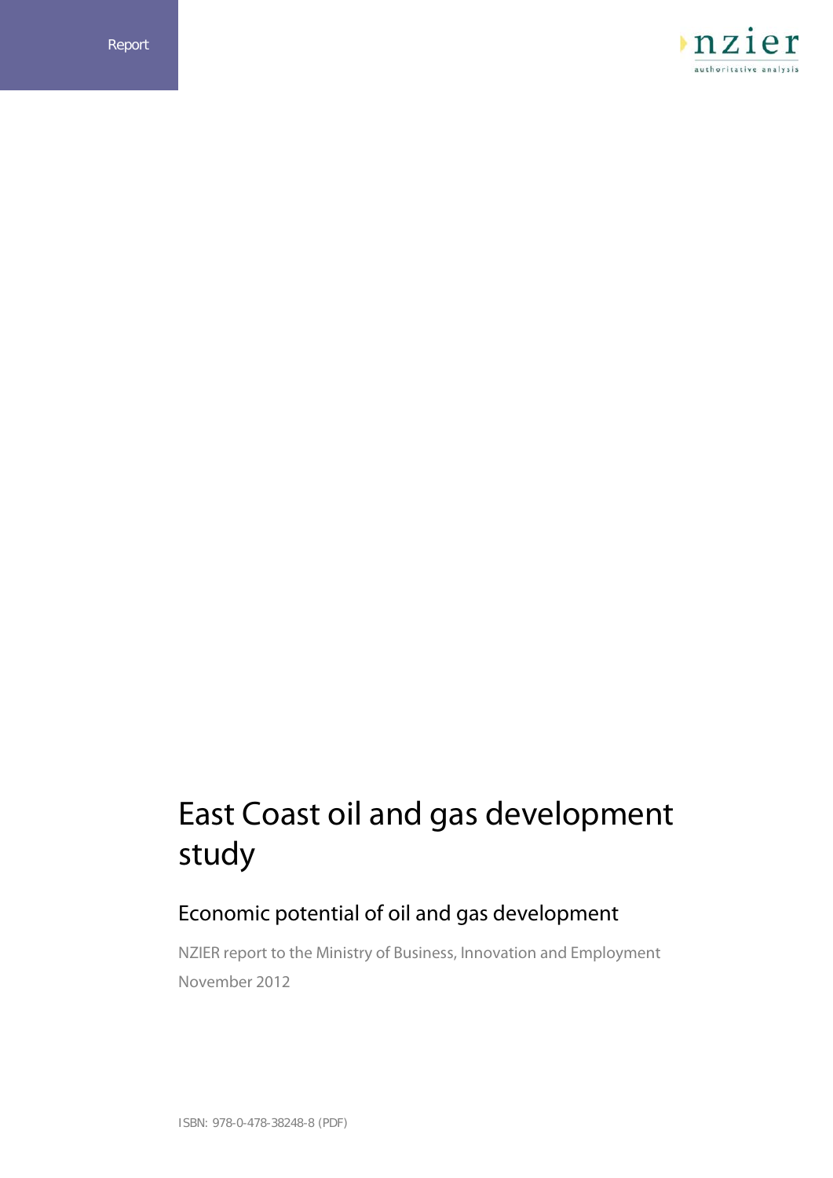Report

nzier
authoritative analysis

# East Coast oil and gas development study

## Economic potential of oil and gas development

NZIER report to the Ministry of Business, Innovation and Employment

November 2012

ISBN: 978-0-478-38248-8 (PDF)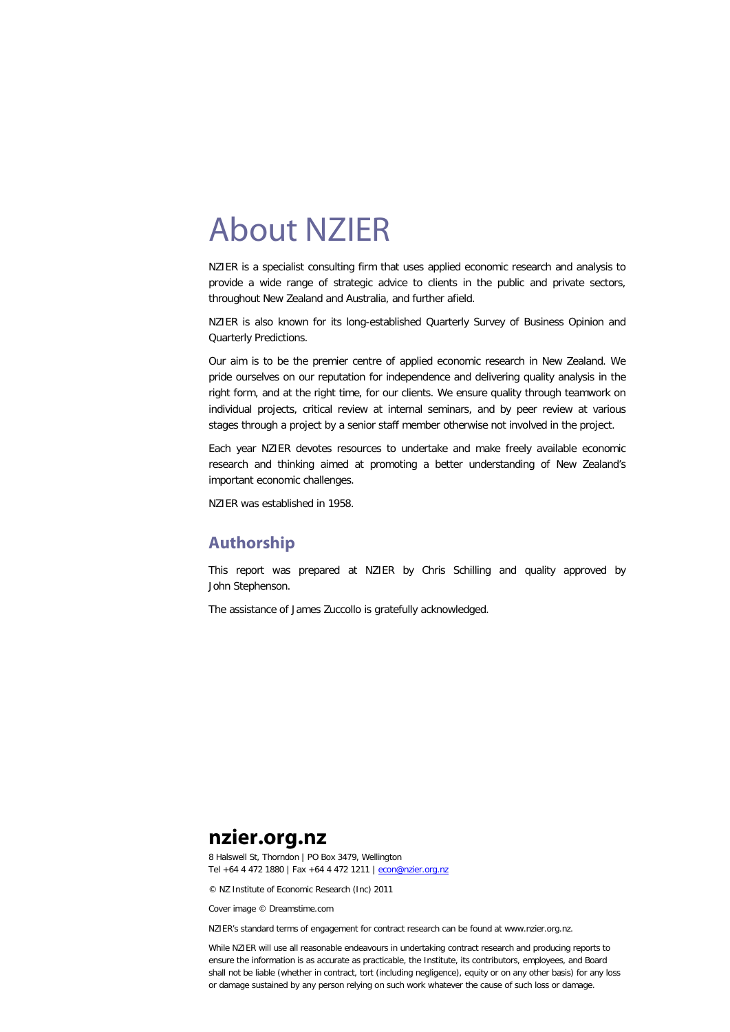# About NZIER

NZIER is a specialist consulting firm that uses applied economic research and analysis to provide a wide range of strategic advice to clients in the public and private sectors, throughout New Zealand and Australia, and further afield.

NZIER is also known for its long-established Quarterly Survey of Business Opinion and Quarterly Predictions.

Our aim is to be the premier centre of applied economic research in New Zealand. We pride ourselves on our reputation for independence and delivering quality analysis in the right form, and at the right time, for our clients. We ensure quality through teamwork on individual projects, critical review at internal seminars, and by peer review at various stages through a project by a senior staff member otherwise not involved in the project.

Each year NZIER devotes resources to undertake and make freely available economic research and thinking aimed at promoting a better understanding of New Zealand's important economic challenges.

NZIER was established in 1958.

## Authorship

This report was prepared at NZIER by Chris Schilling and quality approved by John Stephenson.

The assistance of James Zuccollo is gratefully acknowledged.

**nzier.org.nz**

8 Halswell St, Thorndon | PO Box 3479, Wellington
Tel +64 4 472 1880 | Fax +64 4 472 1211 | econ@nzier.org.nz

© NZ Institute of Economic Research (Inc) 2011

Cover image © Dreamstime.com

NZIER's standard terms of engagement for contract research can be found at www.nzier.org.nz.

While NZIER will use all reasonable endeavours in undertaking contract research and producing reports to ensure the information is as accurate as practicable, the Institute, its contributors, employees, and Board shall not be liable (whether in contract, tort (including negligence), equity or on any other basis) for any loss or damage sustained by any person relying on such work whatever the cause of such loss or damage.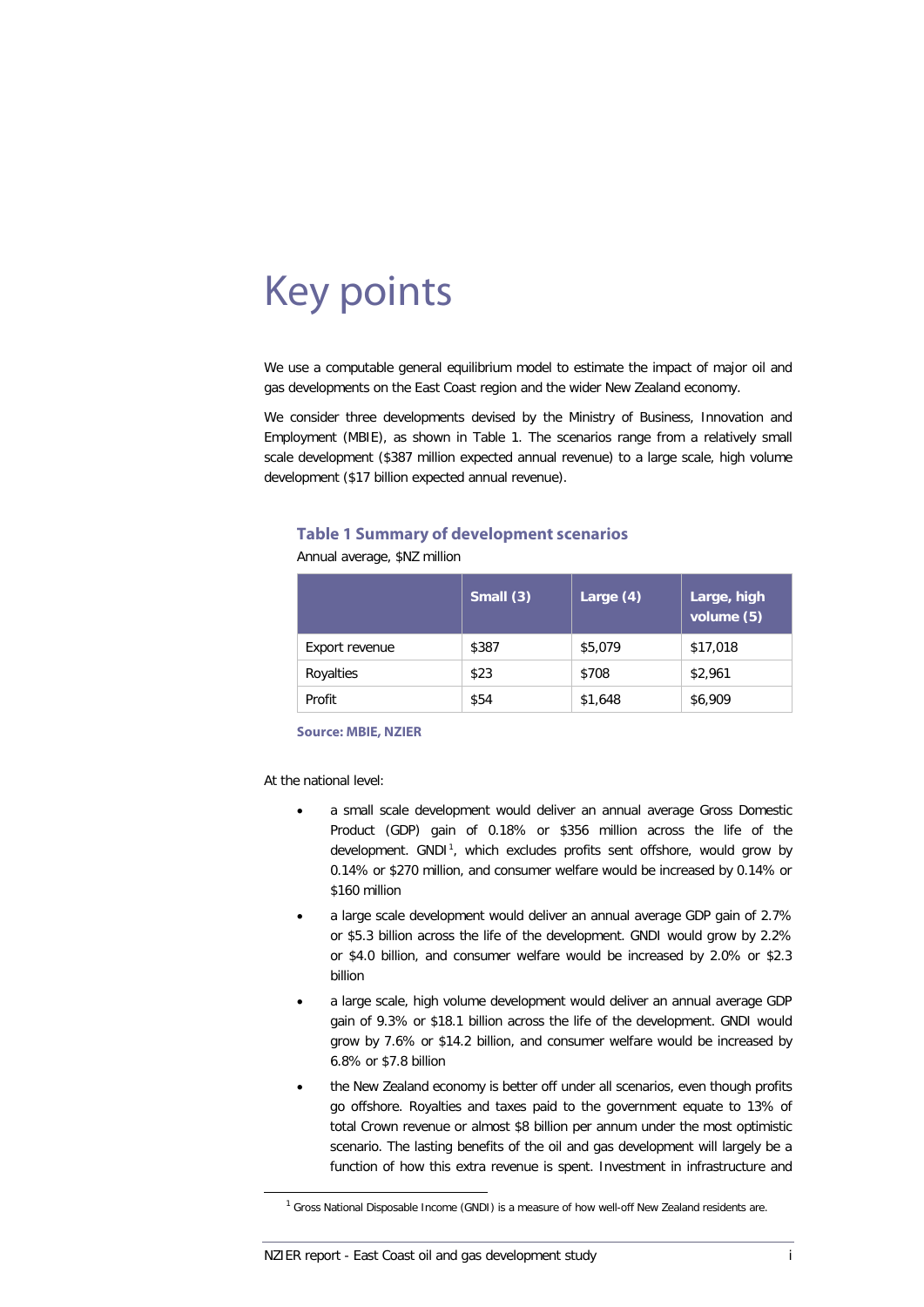# Key points

We use a computable general equilibrium model to estimate the impact of major oil and gas developments on the East Coast region and the wider New Zealand economy.

We consider three developments devised by the Ministry of Business, Innovation and Employment (MBIE), as shown in Table 1. The scenarios range from a relatively small scale development ($387 million expected annual revenue) to a large scale, high volume development ($17 billion expected annual revenue).

**Table 1 Summary of development scenarios**

Annual average, $NZ million

| | Small (3) | Large (4) | Large, high volume (5) |
|---|---|---|---|
| Export revenue | $387 | $5,079 | $17,018 |
| Royalties | $23 | $708 | $2,961 |
| Profit | $54 | $1,648 | $6,909 |

**Source: MBIE, NZIER**

At the national level:

- a small scale development would deliver an annual average Gross Domestic Product (GDP) gain of 0.18% or $356 million across the life of the development. GNDI[1], which excludes profits sent offshore, would grow by 0.14% or $270 million, and consumer welfare would be increased by 0.14% or $160 million
- a large scale development would deliver an annual average GDP gain of 2.7% or $5.3 billion across the life of the development. GNDI would grow by 2.2% or $4.0 billion, and consumer welfare would be increased by 2.0% or $2.3 billion
- a large scale, high volume development would deliver an annual average GDP gain of 9.3% or $18.1 billion across the life of the development. GNDI would grow by 7.6% or $14.2 billion, and consumer welfare would be increased by 6.8% or $7.8 billion
- the New Zealand economy is better off under all scenarios, even though profits go offshore. Royalties and taxes paid to the government equate to 13% of total Crown revenue or almost $8 billion per annum under the most optimistic scenario. The lasting benefits of the oil and gas development will largely be a function of how this extra revenue is spent. Investment in infrastructure and

[1] Gross National Disposable Income (GNDI) is a measure of how well-off New Zealand residents are.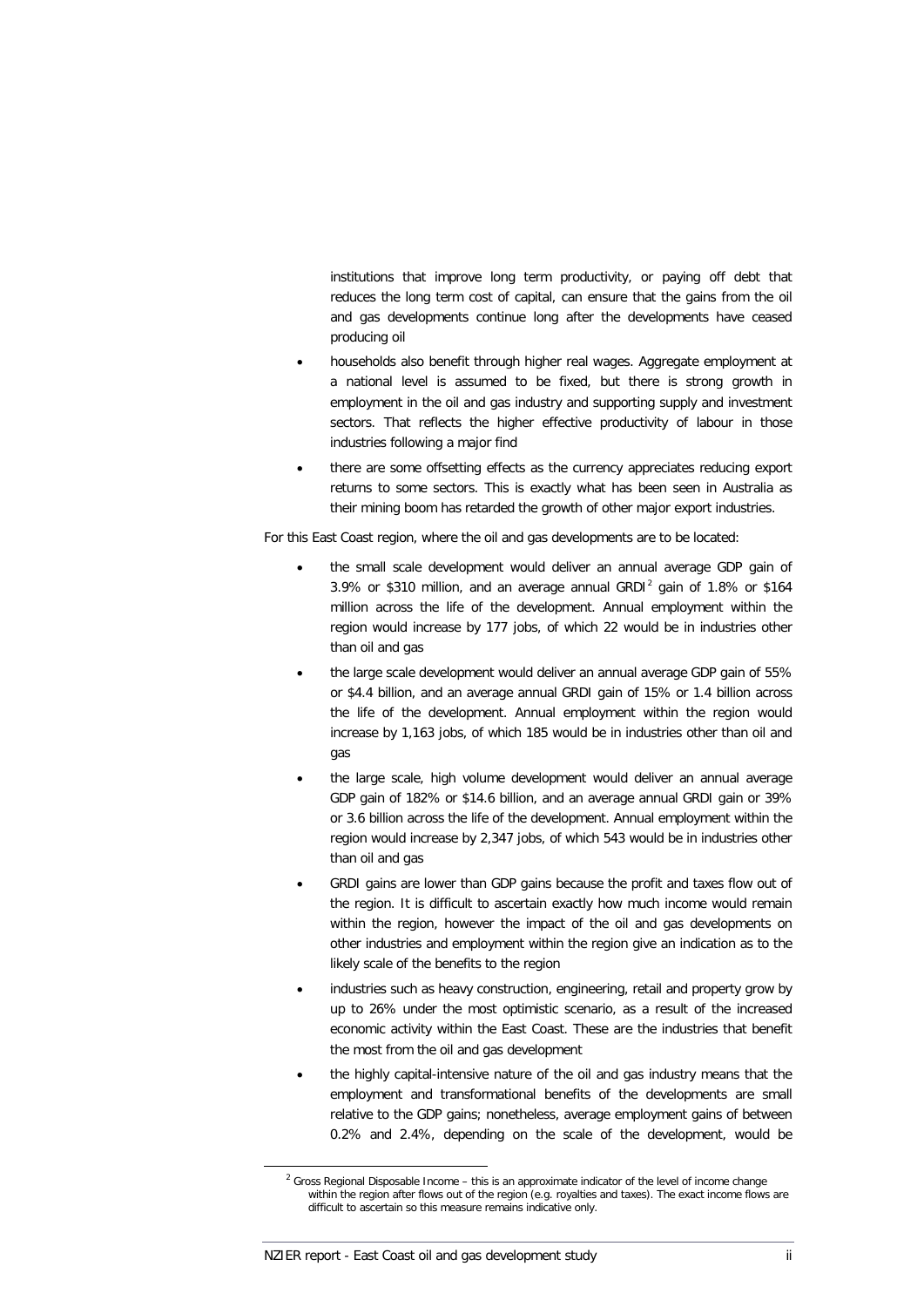institutions that improve long term productivity, or paying off debt that reduces the long term cost of capital, can ensure that the gains from the oil and gas developments continue long after the developments have ceased producing oil

- households also benefit through higher real wages. Aggregate employment at a national level is assumed to be fixed, but there is strong growth in employment in the oil and gas industry and supporting supply and investment sectors. That reflects the higher effective productivity of labour in those industries following a major find
- there are some offsetting effects as the currency appreciates reducing export returns to some sectors. This is exactly what has been seen in Australia as their mining boom has retarded the growth of other major export industries.

For this East Coast region, where the oil and gas developments are to be located:

- the small scale development would deliver an annual average GDP gain of 3.9% or $310 million, and an average annual GRDI[2] gain of 1.8% or $164 million across the life of the development. Annual employment within the region would increase by 177 jobs, of which 22 would be in industries other than oil and gas
- the large scale development would deliver an annual average GDP gain of 55% or $4.4 billion, and an average annual GRDI gain of 15% or 1.4 billion across the life of the development. Annual employment within the region would increase by 1,163 jobs, of which 185 would be in industries other than oil and gas
- the large scale, high volume development would deliver an annual average GDP gain of 182% or $14.6 billion, and an average annual GRDI gain or 39% or 3.6 billion across the life of the development. Annual employment within the region would increase by 2,347 jobs, of which 543 would be in industries other than oil and gas
- GRDI gains are lower than GDP gains because the profit and taxes flow out of the region. It is difficult to ascertain exactly how much income would remain within the region, however the impact of the oil and gas developments on other industries and employment within the region give an indication as to the likely scale of the benefits to the region
- industries such as heavy construction, engineering, retail and property grow by up to 26% under the most optimistic scenario, as a result of the increased economic activity within the East Coast. These are the industries that benefit the most from the oil and gas development
- the highly capital-intensive nature of the oil and gas industry means that the employment and transformational benefits of the developments are small relative to the GDP gains; nonetheless, average employment gains of between 0.2% and 2.4%, depending on the scale of the development, would be

[2] Gross Regional Disposable Income – this is an approximate indicator of the level of income change within the region after flows out of the region (e.g. royalties and taxes). The exact income flows are difficult to ascertain so this measure remains indicative only.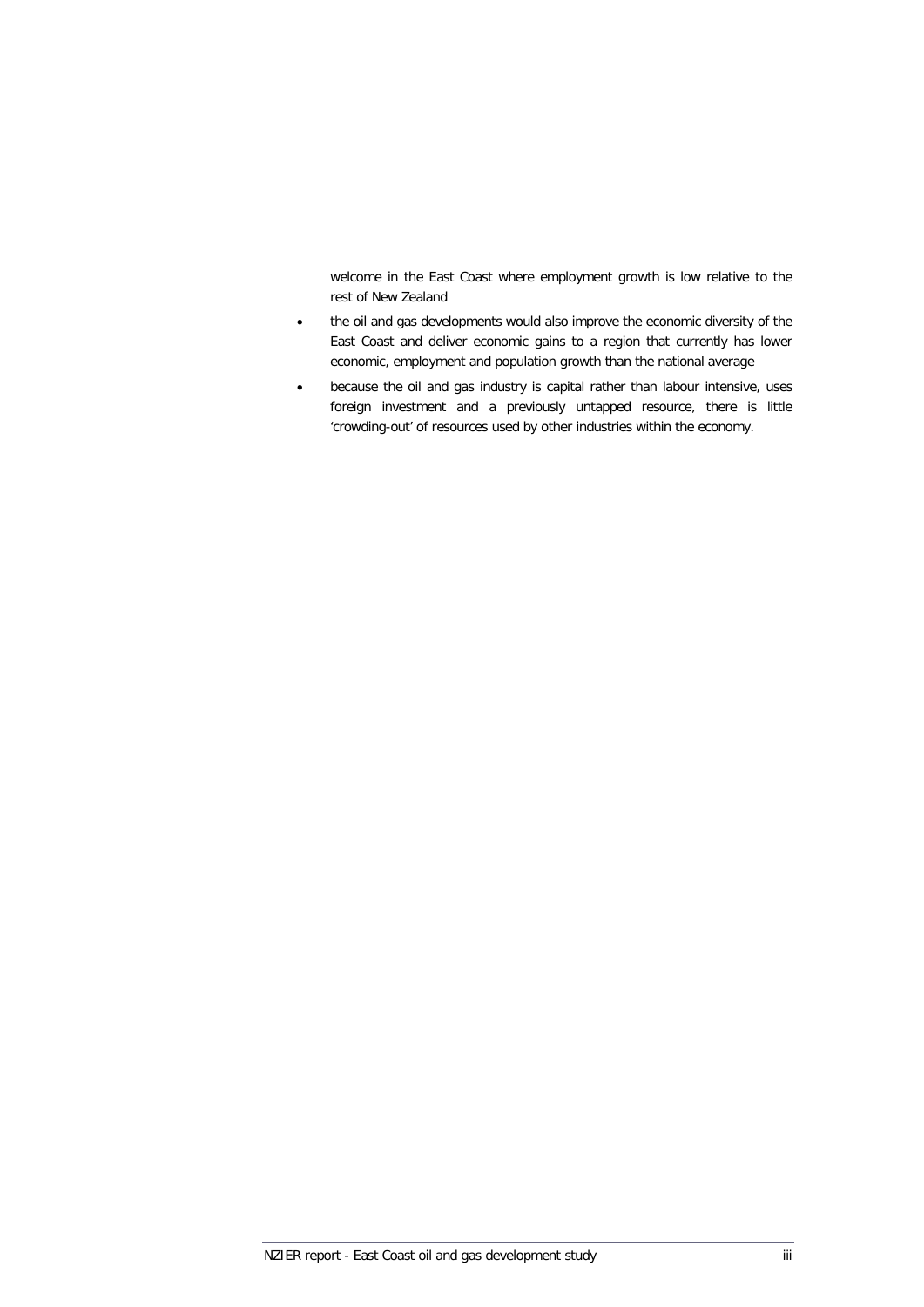welcome in the East Coast where employment growth is low relative to the rest of New Zealand

- the oil and gas developments would also improve the economic diversity of the East Coast and deliver economic gains to a region that currently has lower economic, employment and population growth than the national average
- because the oil and gas industry is capital rather than labour intensive, uses foreign investment and a previously untapped resource, there is little 'crowding-out' of resources used by other industries within the economy.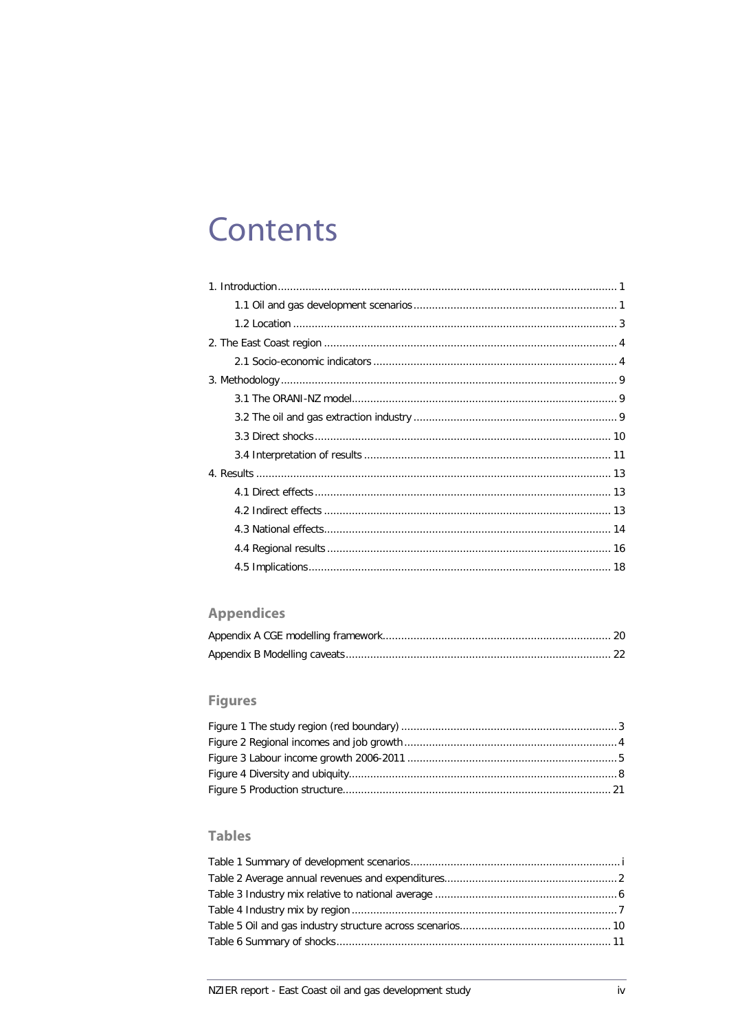# Contents

1. Introduction ........................................................................................................ 1
    1.1 Oil and gas development scenarios ........................................................ 1
    1.2 Location ........................................................................................... 3
2. The East Coast region ........................................................................................ 4
    2.1 Socio-economic indicators ........................................................................ 4
3. Methodology ........................................................................................................ 9
    3.1 The ORANI-NZ model .............................................................................. 9
    3.2 The oil and gas extraction industry ........................................................ 9
    3.3 Direct shocks ........................................................................................ 10
    3.4 Interpretation of results ........................................................................ 11
4. Results ........................................................................................................ 13
    4.1 Direct effects ........................................................................................ 13
    4.2 Indirect effects ........................................................................................ 13
    4.3 National effects ........................................................................................ 14
    4.4 Regional results ........................................................................................ 16
    4.5 Implications ........................................................................................ 18

## Appendices

Appendix A CGE modelling framework ........................................................................ 20
Appendix B Modelling caveats ........................................................................ 22

## Figures

Figure 1 The study region (red boundary) ........................................................................ 3
Figure 2 Regional incomes and job growth ........................................................................ 4
Figure 3 Labour income growth 2006-2011 ........................................................................ 5
Figure 4 Diversity and ubiquity ........................................................................ 8
Figure 5 Production structure ........................................................................ 21

## Tables

Table 1 Summary of development scenarios ........................................................................ i
Table 2 Average annual revenues and expenditures ........................................................................ 2
Table 3 Industry mix relative to national average ........................................................................ 6
Table 4 Industry mix by region ........................................................................ 7
Table 5 Oil and gas industry structure across scenarios ........................................................................ 10
Table 6 Summary of shocks ........................................................................ 11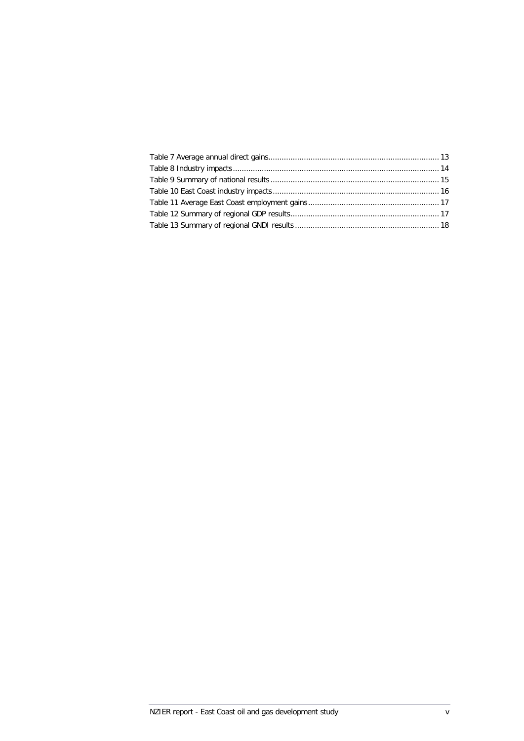Table 7 Average annual direct gains .......................................................................... 13
Table 8 Industry impacts ........................................................................................... 14
Table 9 Summary of national results ......................................................................... 15
Table 10 East Coast industry impacts ........................................................................ 16
Table 11 Average East Coast employment gains ......................................................... 17
Table 12 Summary of regional GDP results ................................................................. 17
Table 13 Summary of regional GNDI results ............................................................... 18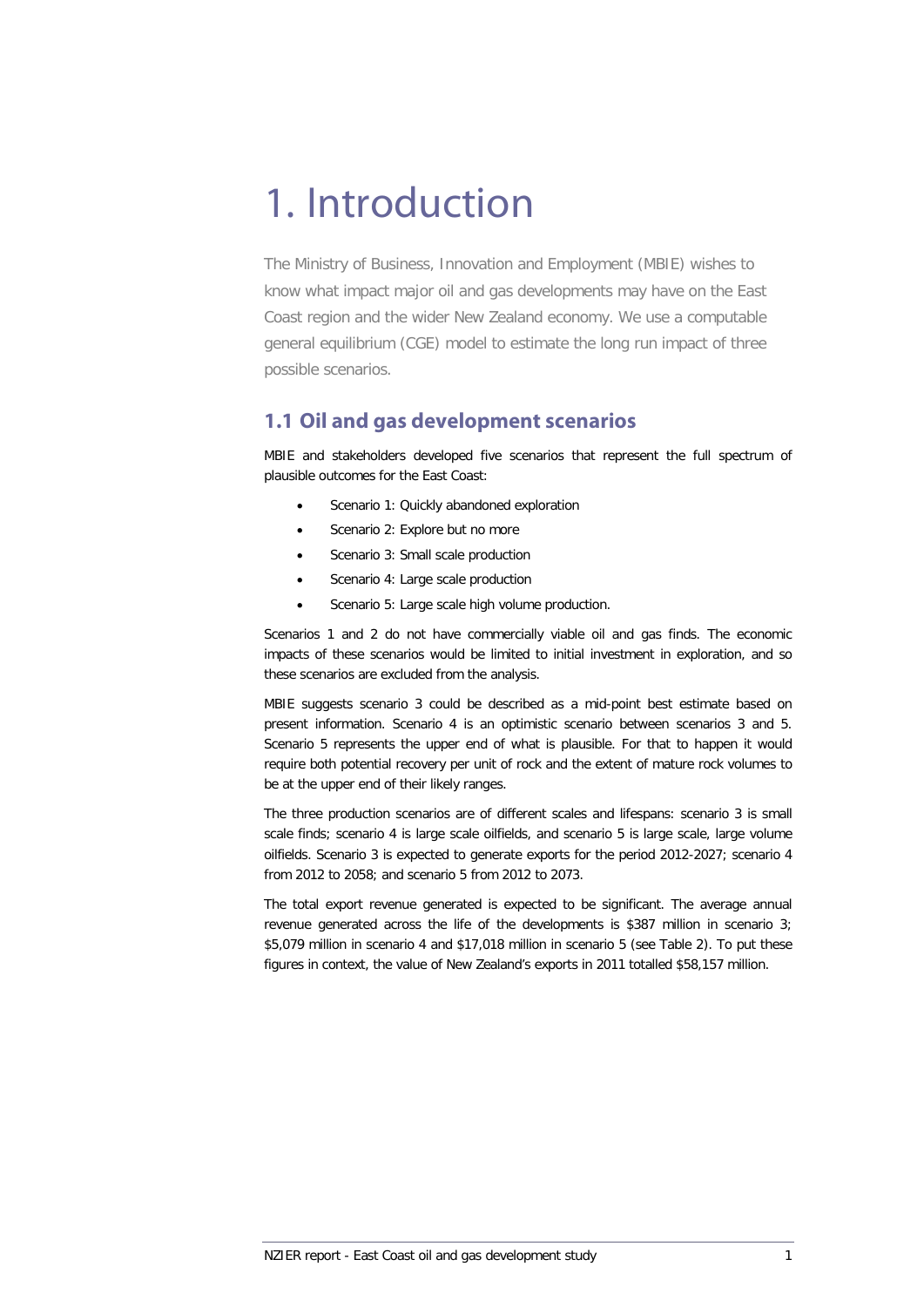# 1. Introduction

The Ministry of Business, Innovation and Employment (MBIE) wishes to know what impact major oil and gas developments may have on the East Coast region and the wider New Zealand economy. We use a computable general equilibrium (CGE) model to estimate the long run impact of three possible scenarios.

## 1.1 Oil and gas development scenarios

MBIE and stakeholders developed five scenarios that represent the full spectrum of plausible outcomes for the East Coast:

- Scenario 1: Quickly abandoned exploration
- Scenario 2: Explore but no more
- Scenario 3: Small scale production
- Scenario 4: Large scale production
- Scenario 5: Large scale high volume production.

Scenarios 1 and 2 do not have commercially viable oil and gas finds. The economic impacts of these scenarios would be limited to initial investment in exploration, and so these scenarios are excluded from the analysis.

MBIE suggests scenario 3 could be described as a mid-point best estimate based on present information. Scenario 4 is an optimistic scenario between scenarios 3 and 5. Scenario 5 represents the upper end of what is plausible. For that to happen it would require both potential recovery per unit of rock and the extent of mature rock volumes to be at the upper end of their likely ranges.

The three production scenarios are of different scales and lifespans: scenario 3 is small scale finds; scenario 4 is large scale oilfields, and scenario 5 is large scale, large volume oilfields. Scenario 3 is expected to generate exports for the period 2012-2027; scenario 4 from 2012 to 2058; and scenario 5 from 2012 to 2073.

The total export revenue generated is expected to be significant. The average annual revenue generated across the life of the developments is $387 million in scenario 3; $5,079 million in scenario 4 and $17,018 million in scenario 5 (see Table 2). To put these figures in context, the value of New Zealand's exports in 2011 totalled $58,157 million.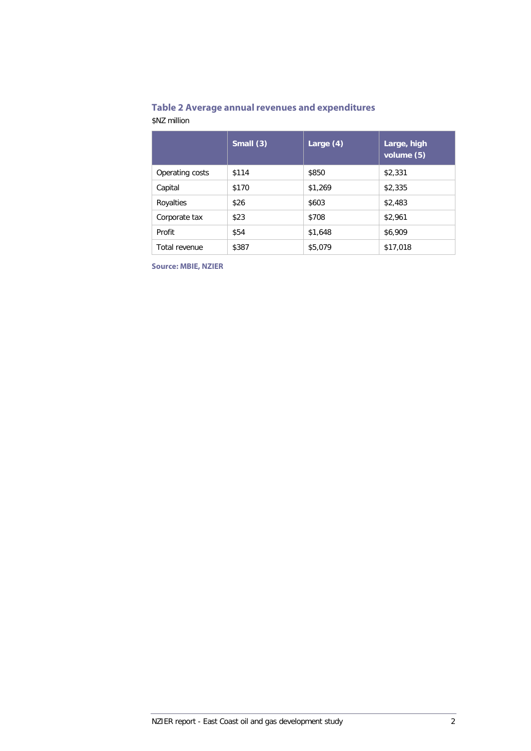**Table 2 Average annual revenues and expenditures**

$NZ million

| | Small (3) | Large (4) | Large, high volume (5) |
|---|---|---|---|
| Operating costs | $114 | $850 | $2,331 |
| Capital | $170 | $1,269 | $2,335 |
| Royalties | $26 | $603 | $2,483 |
| Corporate tax | $23 | $708 | $2,961 |
| Profit | $54 | $1,648 | $6,909 |
| Total revenue | $387 | $5,079 | $17,018 |

**Source: MBIE, NZIER**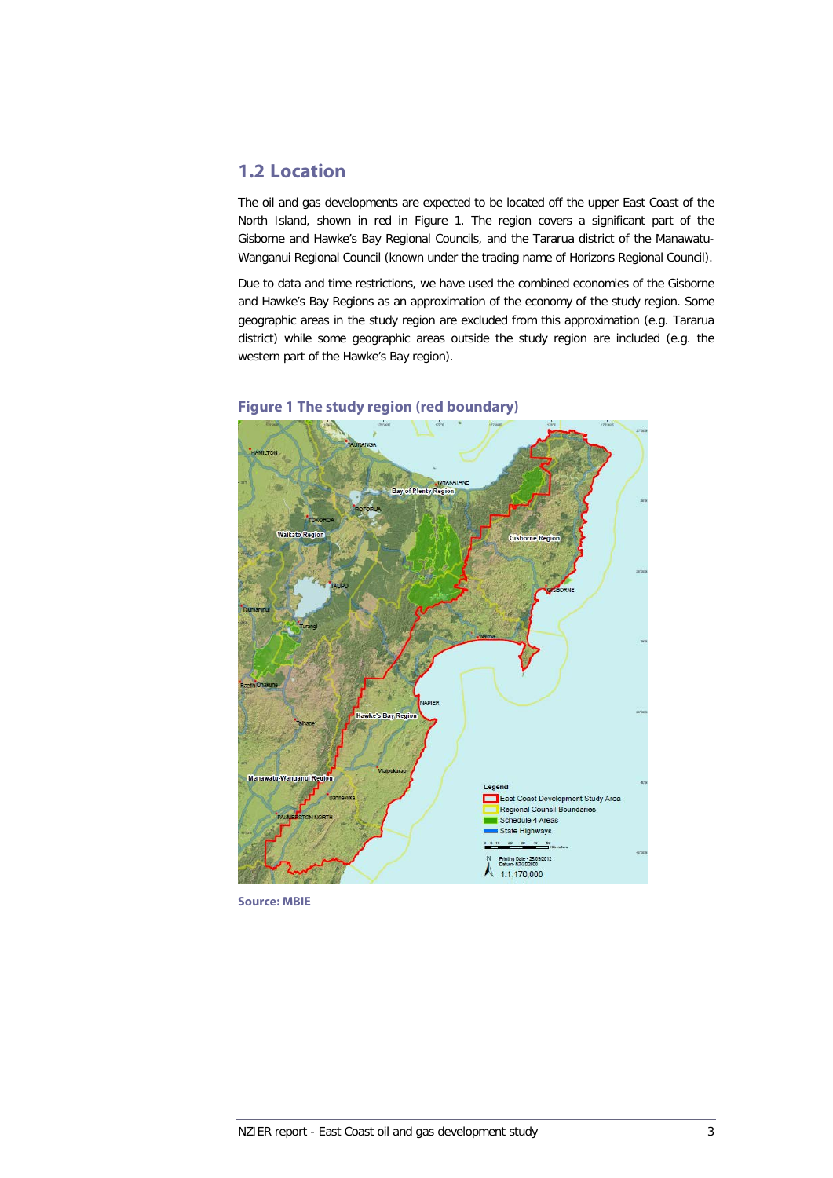## 1.2 Location

The oil and gas developments are expected to be located off the upper East Coast of the North Island, shown in red in Figure 1. The region covers a significant part of the Gisborne and Hawke's Bay Regional Councils, and the Tararua district of the Manawatu-Wanganui Regional Council (known under the trading name of Horizons Regional Council).

Due to data and time restrictions, we have used the combined economies of the Gisborne and Hawke's Bay Regions as an approximation of the economy of the study region. Some geographic areas in the study region are excluded from this approximation (e.g. Tararua district) while some geographic areas outside the study region are included (e.g. the western part of the Hawke's Bay region).

**Figure 1 The study region (red boundary)**

**Source: MBIE**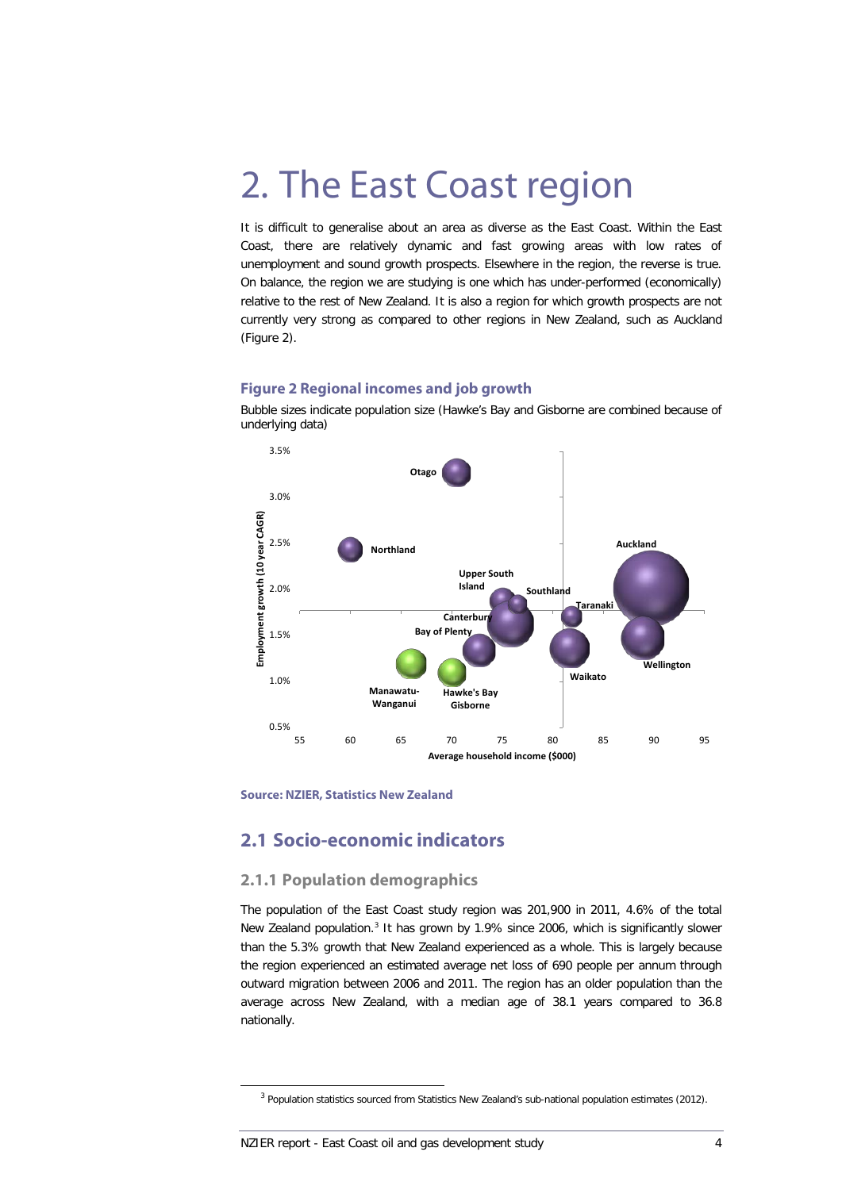# 2. The East Coast region

It is difficult to generalise about an area as diverse as the East Coast. Within the East Coast, there are relatively dynamic and fast growing areas with low rates of unemployment and sound growth prospects. Elsewhere in the region, the reverse is true. On balance, the region we are studying is one which has under-performed (economically) relative to the rest of New Zealand. It is also a region for which growth prospects are not currently very strong as compared to other regions in New Zealand, such as Auckland (Figure 2).

### Figure 2 Regional incomes and job growth

Bubble sizes indicate population size (Hawke's Bay and Gisborne are combined because of underlying data)

**Source: NZIER, Statistics New Zealand**

## 2.1 Socio-economic indicators

### 2.1.1 Population demographics

The population of the East Coast study region was 201,900 in 2011, 4.6% of the total New Zealand population.[3] It has grown by 1.9% since 2006, which is significantly slower than the 5.3% growth that New Zealand experienced as a whole. This is largely because the region experienced an estimated average net loss of 690 people per annum through outward migration between 2006 and 2011. The region has an older population than the average across New Zealand, with a median age of 38.1 years compared to 36.8 nationally.

[3] Population statistics sourced from Statistics New Zealand's sub-national population estimates (2012).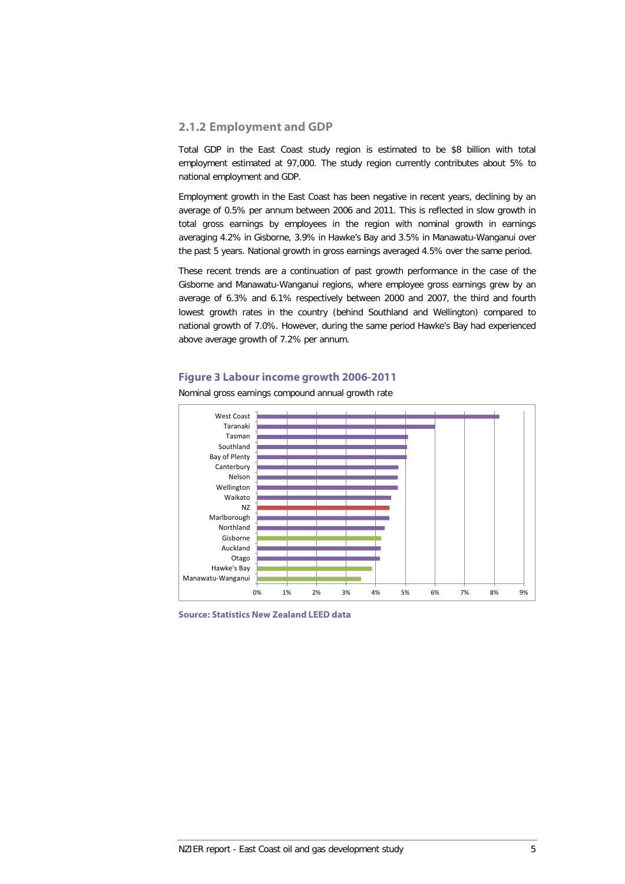### 2.1.2 Employment and GDP

Total GDP in the East Coast study region is estimated to be $8 billion with total employment estimated at 97,000. The study region currently contributes about 5% to national employment and GDP.

Employment growth in the East Coast has been negative in recent years, declining by an average of 0.5% per annum between 2006 and 2011. This is reflected in slow growth in total gross earnings by employees in the region with nominal growth in earnings averaging 4.2% in Gisborne, 3.9% in Hawke's Bay and 3.5% in Manawatu-Wanganui over the past 5 years. National growth in gross earnings averaged 4.5% over the same period.

These recent trends are a continuation of past growth performance in the case of the Gisborne and Manawatu-Wanganui regions, where employee gross earnings grew by an average of 6.3% and 6.1% respectively between 2000 and 2007, the third and fourth lowest growth rates in the country (behind Southland and Wellington) compared to national growth of 7.0%. However, during the same period Hawke's Bay had experienced above average growth of 7.2% per annum.

**Figure 3 Labour income growth 2006-2011**

Nominal gross earnings compound annual growth rate

**Source: Statistics New Zealand LEED data**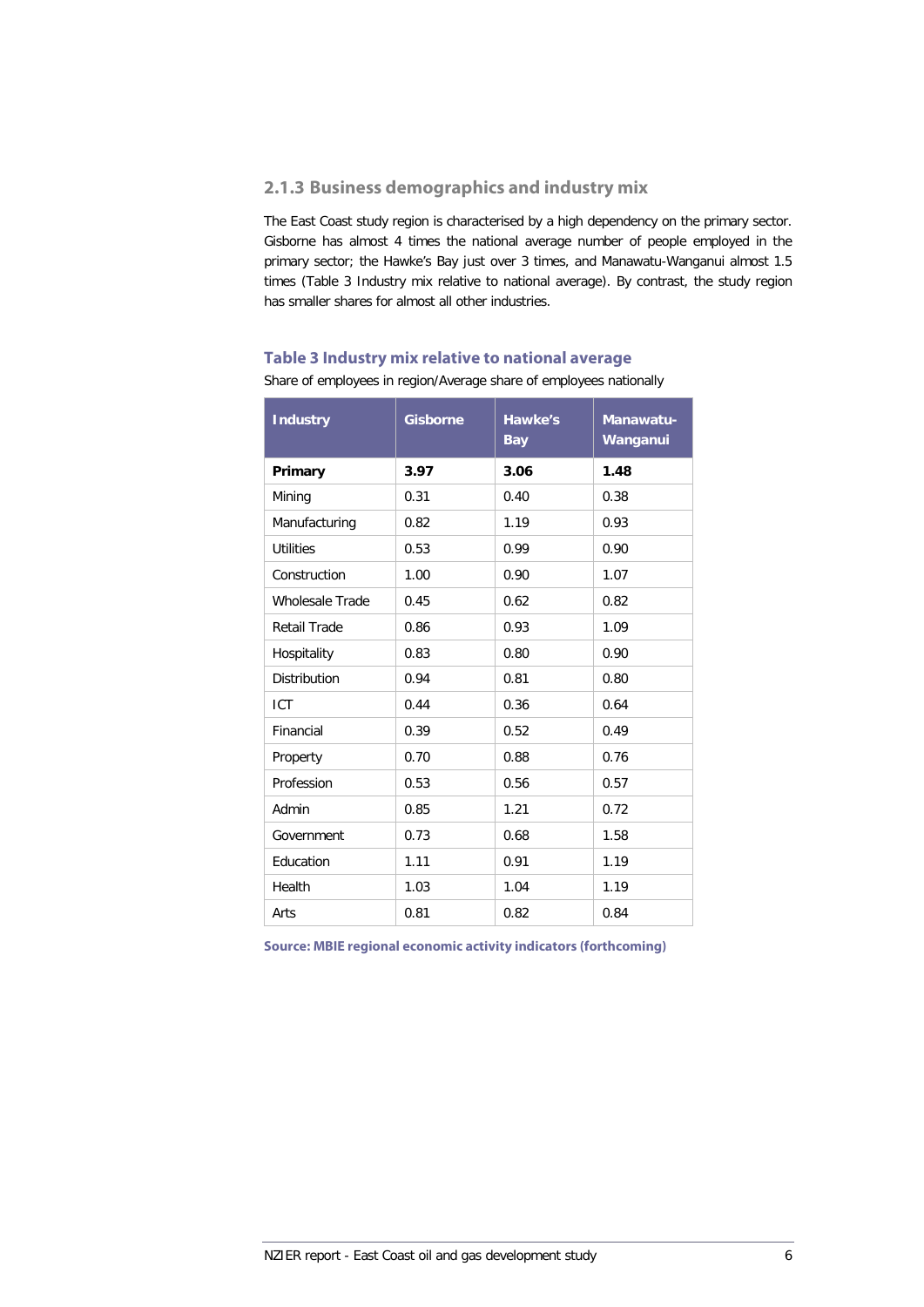### 2.1.3 Business demographics and industry mix

The East Coast study region is characterised by a high dependency on the primary sector. Gisborne has almost 4 times the national average number of people employed in the primary sector; the Hawke's Bay just over 3 times, and Manawatu-Wanganui almost 1.5 times (Table 3 Industry mix relative to national average). By contrast, the study region has smaller shares for almost all other industries.

**Table 3 Industry mix relative to national average**

Share of employees in region/Average share of employees nationally

| Industry | Gisborne | Hawke's Bay | Manawatu-Wanganui |
|---|---|---|---|
| **Primary** | **3.97** | **3.06** | **1.48** |
| Mining | 0.31 | 0.40 | 0.38 |
| Manufacturing | 0.82 | 1.19 | 0.93 |
| Utilities | 0.53 | 0.99 | 0.90 |
| Construction | 1.00 | 0.90 | 1.07 |
| Wholesale Trade | 0.45 | 0.62 | 0.82 |
| Retail Trade | 0.86 | 0.93 | 1.09 |
| Hospitality | 0.83 | 0.80 | 0.90 |
| Distribution | 0.94 | 0.81 | 0.80 |
| ICT | 0.44 | 0.36 | 0.64 |
| Financial | 0.39 | 0.52 | 0.49 |
| Property | 0.70 | 0.88 | 0.76 |
| Profession | 0.53 | 0.56 | 0.57 |
| Admin | 0.85 | 1.21 | 0.72 |
| Government | 0.73 | 0.68 | 1.58 |
| Education | 1.11 | 0.91 | 1.19 |
| Health | 1.03 | 1.04 | 1.19 |
| Arts | 0.81 | 0.82 | 0.84 |

**Source: MBIE regional economic activity indicators (forthcoming)**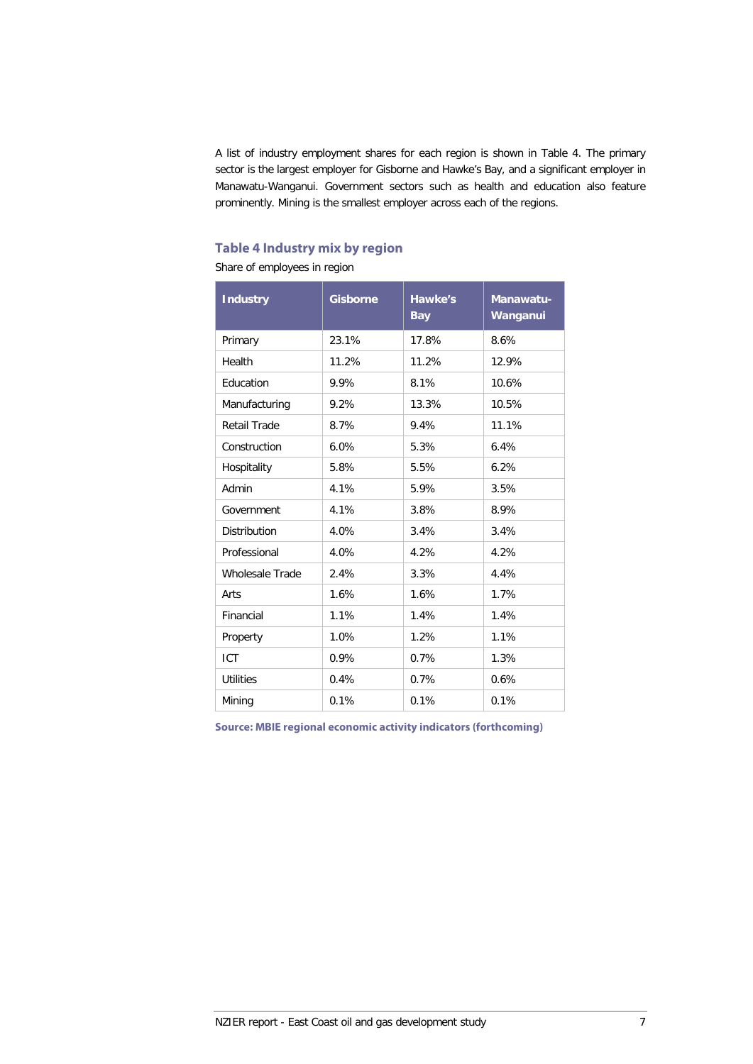A list of industry employment shares for each region is shown in Table 4. The primary sector is the largest employer for Gisborne and Hawke's Bay, and a significant employer in Manawatu-Wanganui. Government sectors such as health and education also feature prominently. Mining is the smallest employer across each of the regions.

### Table 4 Industry mix by region

Share of employees in region

| Industry | Gisborne | Hawke's Bay | Manawatu-Wanganui |
|---|---|---|---|
| Primary | 23.1% | 17.8% | 8.6% |
| Health | 11.2% | 11.2% | 12.9% |
| Education | 9.9% | 8.1% | 10.6% |
| Manufacturing | 9.2% | 13.3% | 10.5% |
| Retail Trade | 8.7% | 9.4% | 11.1% |
| Construction | 6.0% | 5.3% | 6.4% |
| Hospitality | 5.8% | 5.5% | 6.2% |
| Admin | 4.1% | 5.9% | 3.5% |
| Government | 4.1% | 3.8% | 8.9% |
| Distribution | 4.0% | 3.4% | 3.4% |
| Professional | 4.0% | 4.2% | 4.2% |
| Wholesale Trade | 2.4% | 3.3% | 4.4% |
| Arts | 1.6% | 1.6% | 1.7% |
| Financial | 1.1% | 1.4% | 1.4% |
| Property | 1.0% | 1.2% | 1.1% |
| ICT | 0.9% | 0.7% | 1.3% |
| Utilities | 0.4% | 0.7% | 0.6% |
| Mining | 0.1% | 0.1% | 0.1% |

**Source: MBIE regional economic activity indicators (forthcoming)**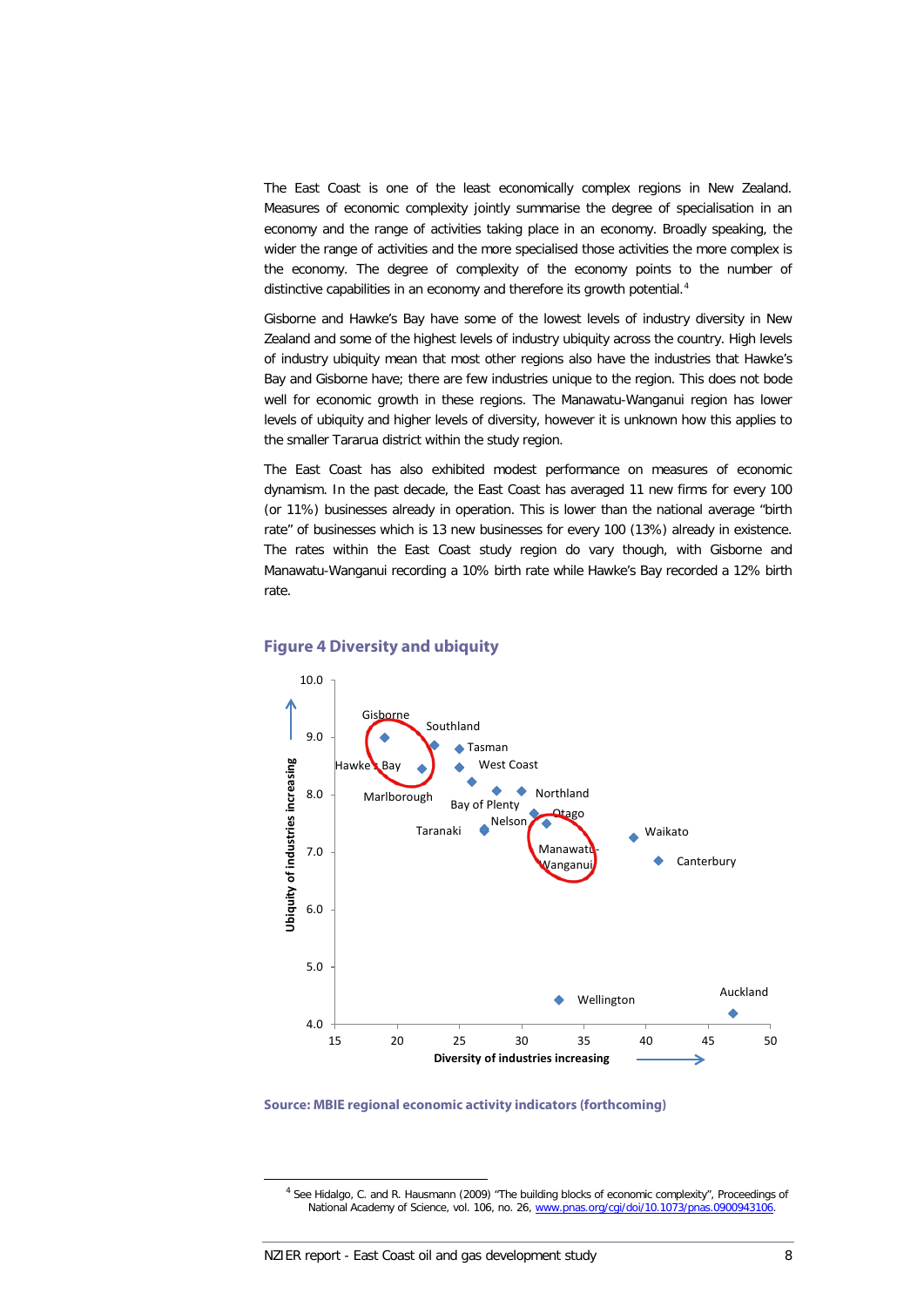The East Coast is one of the least economically complex regions in New Zealand. Measures of economic complexity jointly summarise the degree of specialisation in an economy and the range of activities taking place in an economy. Broadly speaking, the wider the range of activities and the more specialised those activities the more complex is the economy. The degree of complexity of the economy points to the number of distinctive capabilities in an economy and therefore its growth potential.[4]

Gisborne and Hawke's Bay have some of the lowest levels of industry diversity in New Zealand and some of the highest levels of industry ubiquity across the country. High levels of industry ubiquity mean that most other regions also have the industries that Hawke's Bay and Gisborne have; there are few industries unique to the region. This does not bode well for economic growth in these regions. The Manawatu-Wanganui region has lower levels of ubiquity and higher levels of diversity, however it is unknown how this applies to the smaller Tararua district within the study region.

The East Coast has also exhibited modest performance on measures of economic dynamism. In the past decade, the East Coast has averaged 11 new firms for every 100 (or 11%) businesses already in operation. This is lower than the national average "birth rate" of businesses which is 13 new businesses for every 100 (13%) already in existence. The rates within the East Coast study region do vary though, with Gisborne and Manawatu-Wanganui recording a 10% birth rate while Hawke's Bay recorded a 12% birth rate.

## Figure 4 Diversity and ubiquity

Source: MBIE regional economic activity indicators (forthcoming)

---

[4] See Hidalgo, C. and R. Hausmann (2009) "The building blocks of economic complexity", Proceedings of National Academy of Science, vol. 106, no. 26, www.pnas.org/cgi/doi/10.1073/pnas.0900943106.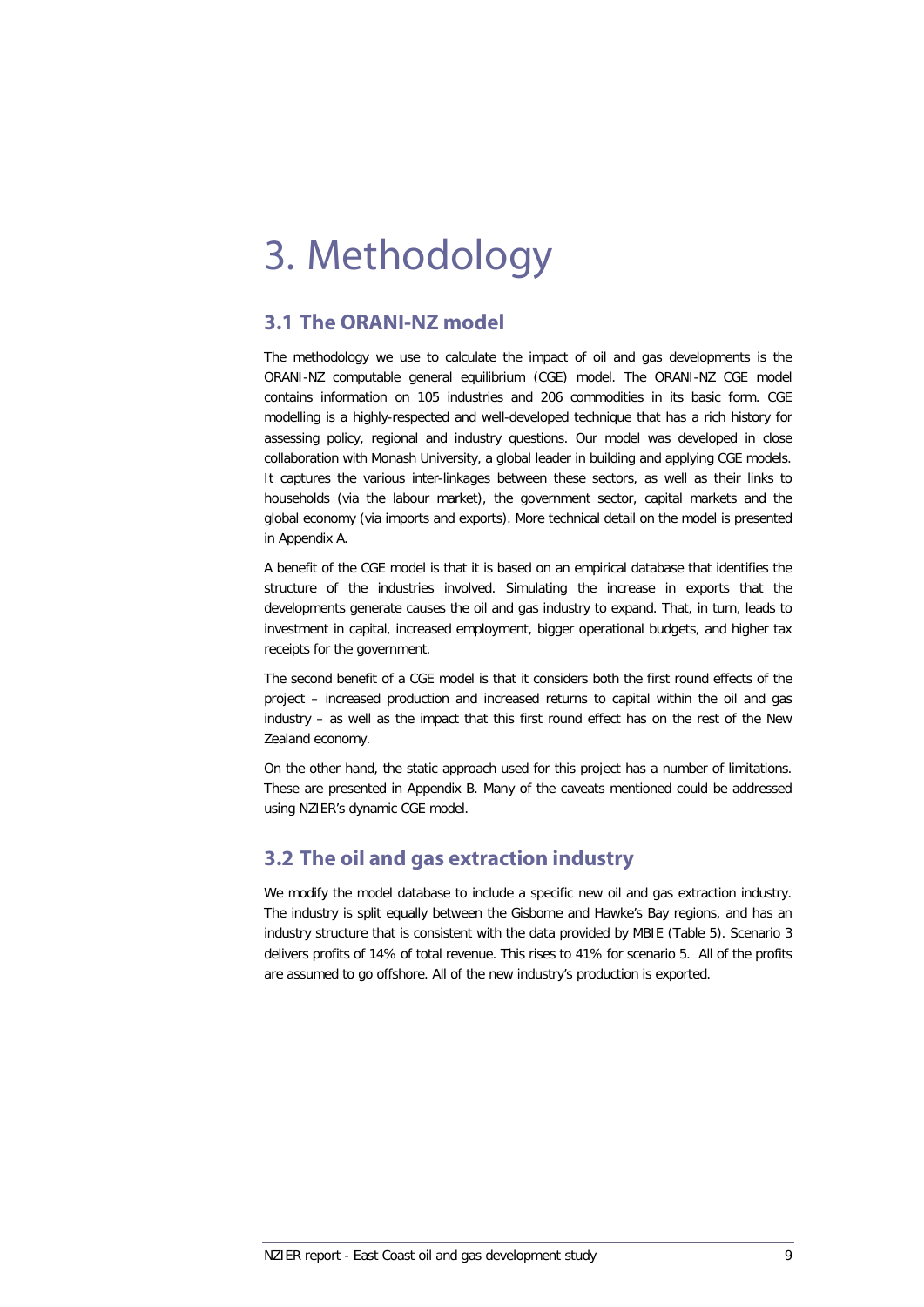# 3. Methodology

## 3.1 The ORANI-NZ model

The methodology we use to calculate the impact of oil and gas developments is the ORANI-NZ computable general equilibrium (CGE) model. The ORANI-NZ CGE model contains information on 105 industries and 206 commodities in its basic form. CGE modelling is a highly-respected and well-developed technique that has a rich history for assessing policy, regional and industry questions. Our model was developed in close collaboration with Monash University, a global leader in building and applying CGE models. It captures the various inter-linkages between these sectors, as well as their links to households (via the labour market), the government sector, capital markets and the global economy (via imports and exports). More technical detail on the model is presented in Appendix A.

A benefit of the CGE model is that it is based on an empirical database that identifies the structure of the industries involved. Simulating the increase in exports that the developments generate causes the oil and gas industry to expand. That, in turn, leads to investment in capital, increased employment, bigger operational budgets, and higher tax receipts for the government.

The second benefit of a CGE model is that it considers both the first round effects of the project – increased production and increased returns to capital within the oil and gas industry – as well as the impact that this first round effect has on the rest of the New Zealand economy.

On the other hand, the static approach used for this project has a number of limitations. These are presented in Appendix B. Many of the caveats mentioned could be addressed using NZIER's dynamic CGE model.

## 3.2 The oil and gas extraction industry

We modify the model database to include a specific new oil and gas extraction industry. The industry is split equally between the Gisborne and Hawke's Bay regions, and has an industry structure that is consistent with the data provided by MBIE (Table 5). Scenario 3 delivers profits of 14% of total revenue. This rises to 41% for scenario 5. All of the profits are assumed to go offshore. All of the new industry's production is exported.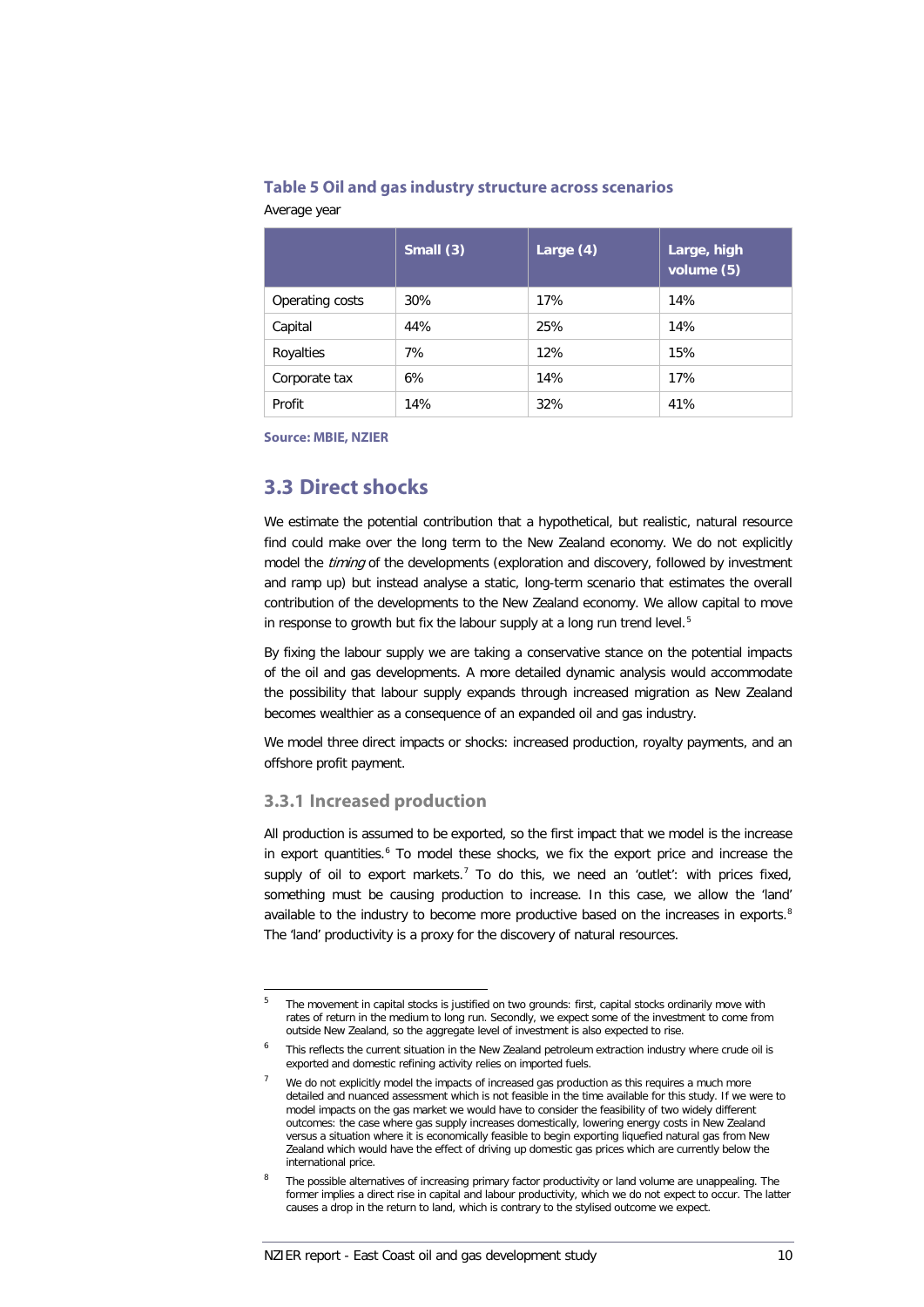**Table 5 Oil and gas industry structure across scenarios**

Average year

| | Small (3) | Large (4) | Large, high volume (5) |
|---|---|---|---|
| Operating costs | 30% | 17% | 14% |
| Capital | 44% | 25% | 14% |
| Royalties | 7% | 12% | 15% |
| Corporate tax | 6% | 14% | 17% |
| Profit | 14% | 32% | 41% |

Source: MBIE, NZIER

## 3.3 Direct shocks

We estimate the potential contribution that a hypothetical, but realistic, natural resource find could make over the long term to the New Zealand economy. We do not explicitly model the *timing* of the developments (exploration and discovery, followed by investment and ramp up) but instead analyse a static, long-term scenario that estimates the overall contribution of the developments to the New Zealand economy. We allow capital to move in response to growth but fix the labour supply at a long run trend level.[5]

By fixing the labour supply we are taking a conservative stance on the potential impacts of the oil and gas developments. A more detailed dynamic analysis would accommodate the possibility that labour supply expands through increased migration as New Zealand becomes wealthier as a consequence of an expanded oil and gas industry.

We model three direct impacts or shocks: increased production, royalty payments, and an offshore profit payment.

### 3.3.1 Increased production

All production is assumed to be exported, so the first impact that we model is the increase in export quantities.[6] To model these shocks, we fix the export price and increase the supply of oil to export markets.[7] To do this, we need an 'outlet': with prices fixed, something must be causing production to increase. In this case, we allow the 'land' available to the industry to become more productive based on the increases in exports.[8] The 'land' productivity is a proxy for the discovery of natural resources.

[5] The movement in capital stocks is justified on two grounds: first, capital stocks ordinarily move with rates of return in the medium to long run. Secondly, we expect some of the investment to come from outside New Zealand, so the aggregate level of investment is also expected to rise.

[6] This reflects the current situation in the New Zealand petroleum extraction industry where crude oil is exported and domestic refining activity relies on imported fuels.

[7] We do not explicitly model the impacts of increased gas production as this requires a much more detailed and nuanced assessment which is not feasible in the time available for this study. If we were to model impacts on the gas market we would have to consider the feasibility of two widely different outcomes: the case where gas supply increases domestically, lowering energy costs in New Zealand versus a situation where it is economically feasible to begin exporting liquefied natural gas from New Zealand which would have the effect of driving up domestic gas prices which are currently below the international price.

[8] The possible alternatives of increasing primary factor productivity or land volume are unappealing. The former implies a direct rise in capital and labour productivity, which we do not expect to occur. The latter causes a drop in the return to land, which is contrary to the stylised outcome we expect.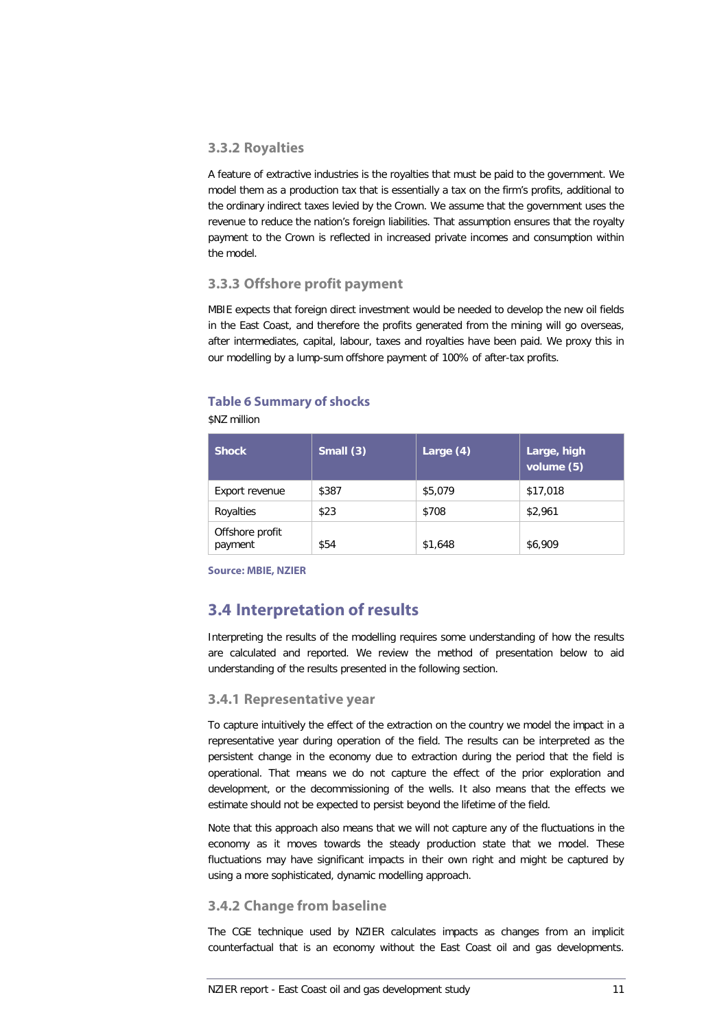### 3.3.2 Royalties

A feature of extractive industries is the royalties that must be paid to the government. We model them as a production tax that is essentially a tax on the firm's profits, additional to the ordinary indirect taxes levied by the Crown. We assume that the government uses the revenue to reduce the nation's foreign liabilities. That assumption ensures that the royalty payment to the Crown is reflected in increased private incomes and consumption within the model.

### 3.3.3 Offshore profit payment

MBIE expects that foreign direct investment would be needed to develop the new oil fields in the East Coast, and therefore the profits generated from the mining will go overseas, after intermediates, capital, labour, taxes and royalties have been paid. We proxy this in our modelling by a lump-sum offshore payment of 100% of after-tax profits.

**Table 6 Summary of shocks**

$NZ million

| Shock | Small (3) | Large (4) | Large, high volume (5) |
|---|---|---|---|
| Export revenue | $387 | $5,079 | $17,018 |
| Royalties | $23 | $708 | $2,961 |
| Offshore profit payment | $54 | $1,648 | $6,909 |

**Source: MBIE, NZIER**

## 3.4 Interpretation of results

Interpreting the results of the modelling requires some understanding of how the results are calculated and reported. We review the method of presentation below to aid understanding of the results presented in the following section.

### 3.4.1 Representative year

To capture intuitively the effect of the extraction on the country we model the impact in a representative year during operation of the field. The results can be interpreted as the persistent change in the economy due to extraction during the period that the field is operational. That means we do not capture the effect of the prior exploration and development, or the decommissioning of the wells. It also means that the effects we estimate should not be expected to persist beyond the lifetime of the field.

Note that this approach also means that we will not capture any of the fluctuations in the economy as it moves towards the steady production state that we model. These fluctuations may have significant impacts in their own right and might be captured by using a more sophisticated, dynamic modelling approach.

### 3.4.2 Change from baseline

The CGE technique used by NZIER calculates impacts as changes from an implicit counterfactual that is an economy without the East Coast oil and gas developments.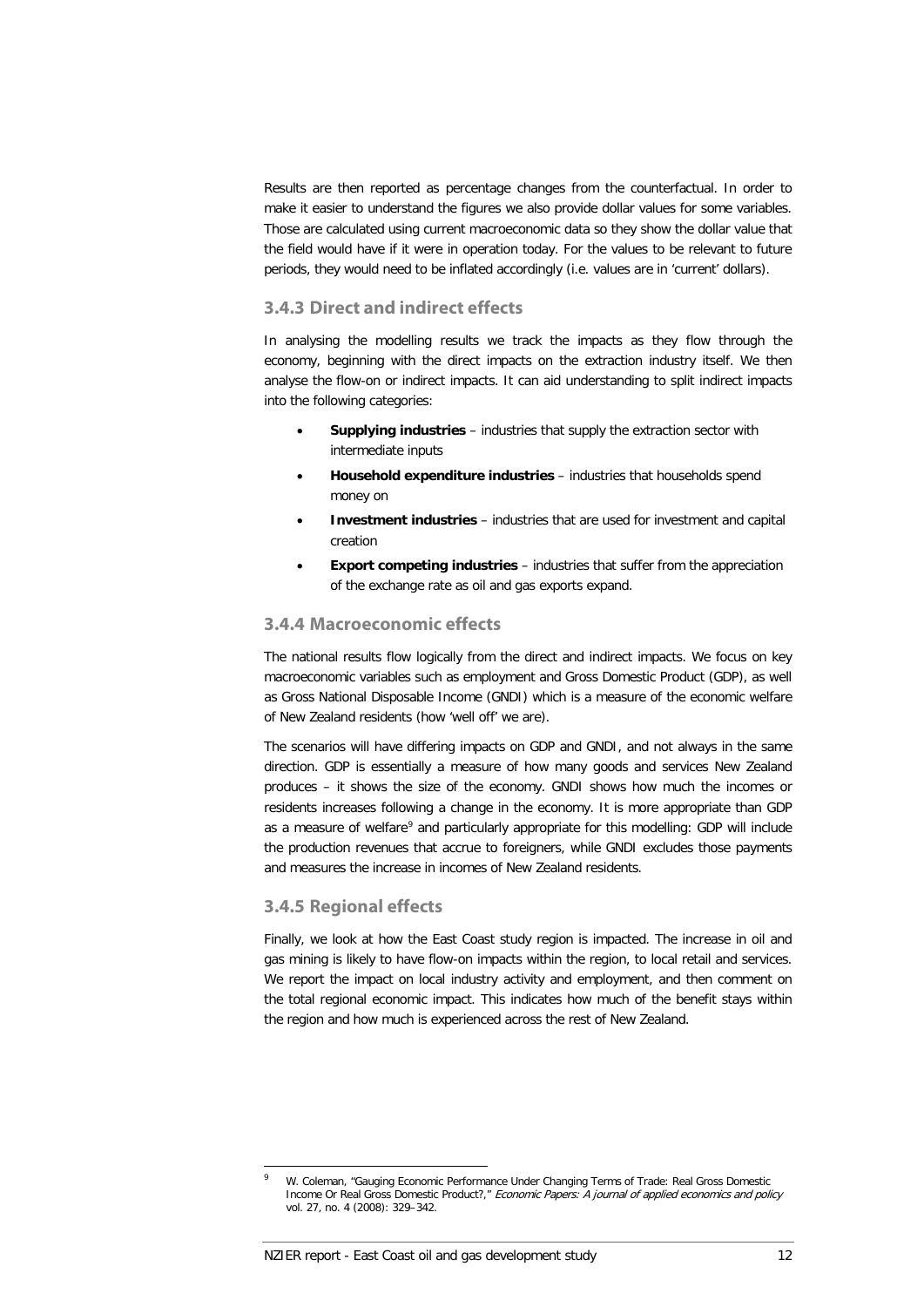Results are then reported as percentage changes from the counterfactual. In order to make it easier to understand the figures we also provide dollar values for some variables. Those are calculated using current macroeconomic data so they show the dollar value that the field would have if it were in operation today. For the values to be relevant to future periods, they would need to be inflated accordingly (i.e. values are in 'current' dollars).

### 3.4.3 Direct and indirect effects

In analysing the modelling results we track the impacts as they flow through the economy, beginning with the direct impacts on the extraction industry itself. We then analyse the flow-on or indirect impacts. It can aid understanding to split indirect impacts into the following categories:

- **Supplying industries** – industries that supply the extraction sector with intermediate inputs
- **Household expenditure industries** – industries that households spend money on
- **Investment industries** – industries that are used for investment and capital creation
- **Export competing industries** – industries that suffer from the appreciation of the exchange rate as oil and gas exports expand.

### 3.4.4 Macroeconomic effects

The national results flow logically from the direct and indirect impacts. We focus on key macroeconomic variables such as employment and Gross Domestic Product (GDP), as well as Gross National Disposable Income (GNDI) which is a measure of the economic welfare of New Zealand residents (how 'well off' we are).

The scenarios will have differing impacts on GDP and GNDI, and not always in the same direction. GDP is essentially a measure of how many goods and services New Zealand produces – it shows the size of the economy. GNDI shows how much the incomes or residents increases following a change in the economy. It is more appropriate than GDP as a measure of welfare[9] and particularly appropriate for this modelling: GDP will include the production revenues that accrue to foreigners, while GNDI excludes those payments and measures the increase in incomes of New Zealand residents.

### 3.4.5 Regional effects

Finally, we look at how the East Coast study region is impacted. The increase in oil and gas mining is likely to have flow-on impacts within the region, to local retail and services. We report the impact on local industry activity and employment, and then comment on the total regional economic impact. This indicates how much of the benefit stays within the region and how much is experienced across the rest of New Zealand.

---

[9] W. Coleman, "Gauging Economic Performance Under Changing Terms of Trade: Real Gross Domestic Income Or Real Gross Domestic Product?," *Economic Papers: A journal of applied economics and policy* vol. 27, no. 4 (2008): 329–342.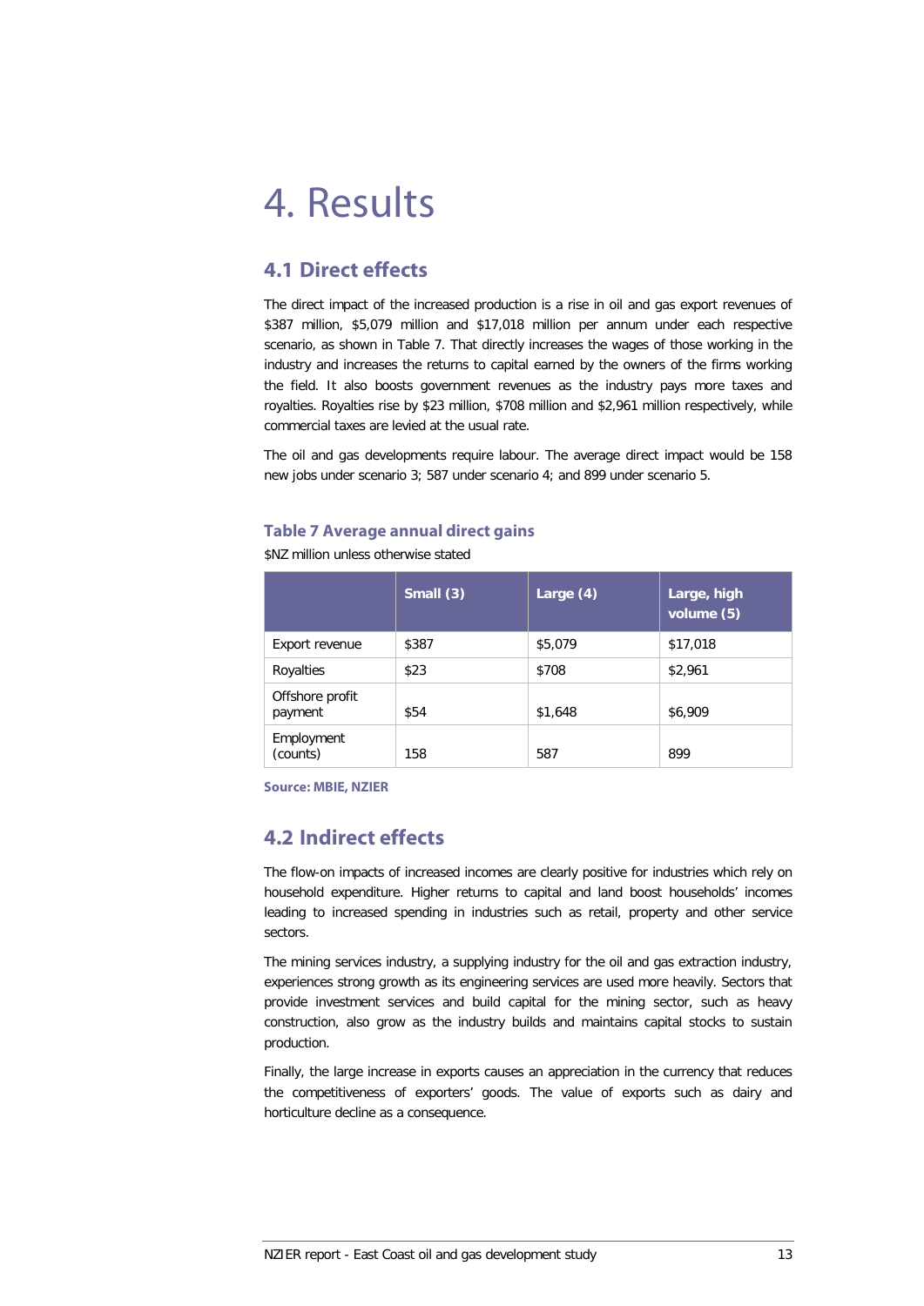# 4. Results

## 4.1 Direct effects

The direct impact of the increased production is a rise in oil and gas export revenues of $387 million, $5,079 million and $17,018 million per annum under each respective scenario, as shown in Table 7. That directly increases the wages of those working in the industry and increases the returns to capital earned by the owners of the firms working the field. It also boosts government revenues as the industry pays more taxes and royalties. Royalties rise by $23 million, $708 million and $2,961 million respectively, while commercial taxes are levied at the usual rate.

The oil and gas developments require labour. The average direct impact would be 158 new jobs under scenario 3; 587 under scenario 4; and 899 under scenario 5.

### Table 7 Average annual direct gains

$NZ million unless otherwise stated

| | Small (3) | Large (4) | Large, high volume (5) |
|---|---|---|---|
| Export revenue | $387 | $5,079 | $17,018 |
| Royalties | $23 | $708 | $2,961 |
| Offshore profit payment | $54 | $1,648 | $6,909 |
| Employment (counts) | 158 | 587 | 899 |

**Source: MBIE, NZIER**

## 4.2 Indirect effects

The flow-on impacts of increased incomes are clearly positive for industries which rely on household expenditure. Higher returns to capital and land boost households' incomes leading to increased spending in industries such as retail, property and other service sectors.

The mining services industry, a supplying industry for the oil and gas extraction industry, experiences strong growth as its engineering services are used more heavily. Sectors that provide investment services and build capital for the mining sector, such as heavy construction, also grow as the industry builds and maintains capital stocks to sustain production.

Finally, the large increase in exports causes an appreciation in the currency that reduces the competitiveness of exporters' goods. The value of exports such as dairy and horticulture decline as a consequence.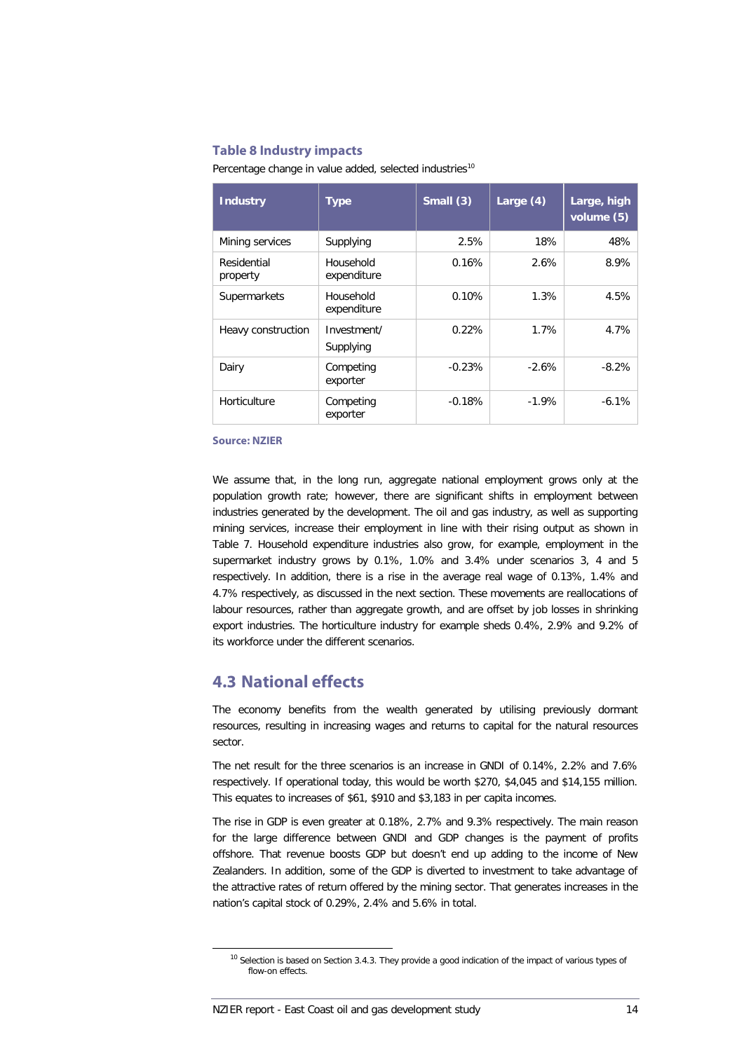**Table 8 Industry impacts**

Percentage change in value added, selected industries[10]

| Industry | Type | Small (3) | Large (4) | Large, high volume (5) |
|---|---|---|---|---|
| Mining services | Supplying | 2.5% | 18% | 48% |
| Residential property | Household expenditure | 0.16% | 2.6% | 8.9% |
| Supermarkets | Household expenditure | 0.10% | 1.3% | 4.5% |
| Heavy construction | Investment/ Supplying | 0.22% | 1.7% | 4.7% |
| Dairy | Competing exporter | -0.23% | -2.6% | -8.2% |
| Horticulture | Competing exporter | -0.18% | -1.9% | -6.1% |

**Source: NZIER**

We assume that, in the long run, aggregate national employment grows only at the population growth rate; however, there are significant shifts in employment between industries generated by the development. The oil and gas industry, as well as supporting mining services, increase their employment in line with their rising output as shown in Table 7. Household expenditure industries also grow, for example, employment in the supermarket industry grows by 0.1%, 1.0% and 3.4% under scenarios 3, 4 and 5 respectively. In addition, there is a rise in the average real wage of 0.13%, 1.4% and 4.7% respectively, as discussed in the next section. These movements are reallocations of labour resources, rather than aggregate growth, and are offset by job losses in shrinking export industries. The horticulture industry for example sheds 0.4%, 2.9% and 9.2% of its workforce under the different scenarios.

## 4.3 National effects

The economy benefits from the wealth generated by utilising previously dormant resources, resulting in increasing wages and returns to capital for the natural resources sector.

The net result for the three scenarios is an increase in GNDI of 0.14%, 2.2% and 7.6% respectively. If operational today, this would be worth $270, $4,045 and $14,155 million. This equates to increases of $61, $910 and $3,183 in per capita incomes.

The rise in GDP is even greater at 0.18%, 2.7% and 9.3% respectively. The main reason for the large difference between GNDI and GDP changes is the payment of profits offshore. That revenue boosts GDP but doesn't end up adding to the income of New Zealanders. In addition, some of the GDP is diverted to investment to take advantage of the attractive rates of return offered by the mining sector. That generates increases in the nation's capital stock of 0.29%, 2.4% and 5.6% in total.

[10] Selection is based on Section 3.4.3. They provide a good indication of the impact of various types of flow-on effects.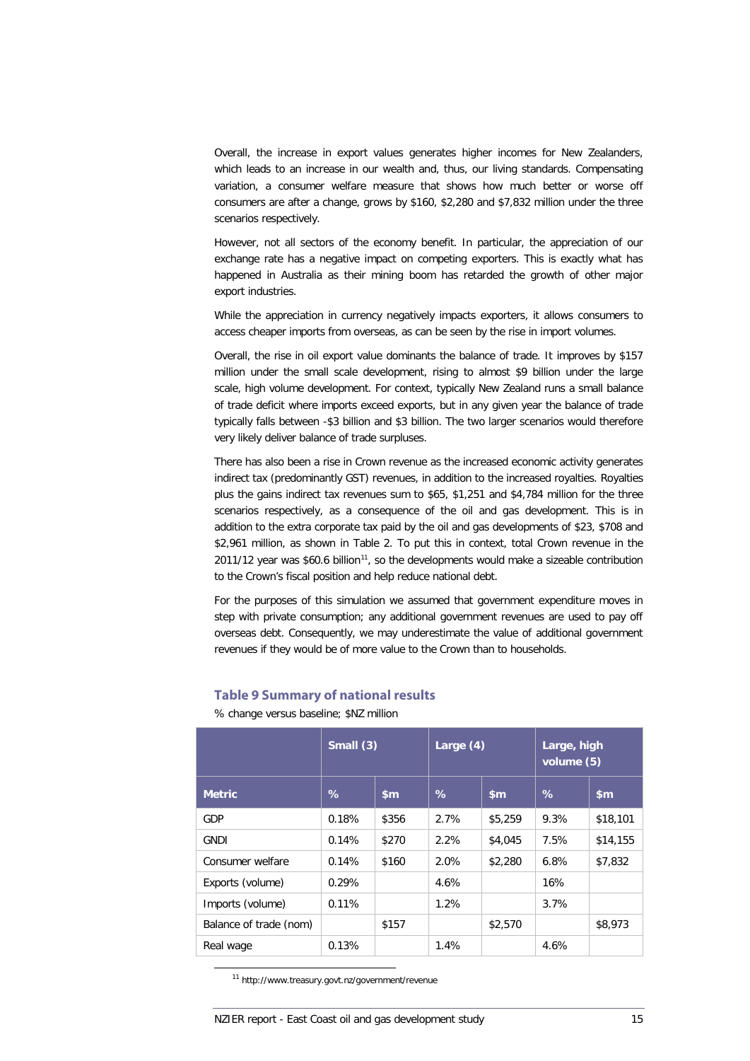Overall, the increase in export values generates higher incomes for New Zealanders, which leads to an increase in our wealth and, thus, our living standards. Compensating variation, a consumer welfare measure that shows how much better or worse off consumers are after a change, grows by $160, $2,280 and $7,832 million under the three scenarios respectively.

However, not all sectors of the economy benefit. In particular, the appreciation of our exchange rate has a negative impact on competing exporters. This is exactly what has happened in Australia as their mining boom has retarded the growth of other major export industries.

While the appreciation in currency negatively impacts exporters, it allows consumers to access cheaper imports from overseas, as can be seen by the rise in import volumes.

Overall, the rise in oil export value dominants the balance of trade. It improves by $157 million under the small scale development, rising to almost $9 billion under the large scale, high volume development. For context, typically New Zealand runs a small balance of trade deficit where imports exceed exports, but in any given year the balance of trade typically falls between -$3 billion and $3 billion. The two larger scenarios would therefore very likely deliver balance of trade surpluses.

There has also been a rise in Crown revenue as the increased economic activity generates indirect tax (predominantly GST) revenues, in addition to the increased royalties. Royalties plus the gains indirect tax revenues sum to $65, $1,251 and $4,784 million for the three scenarios respectively, as a consequence of the oil and gas development. This is in addition to the extra corporate tax paid by the oil and gas developments of $23, $708 and $2,961 million, as shown in Table 2. To put this in context, total Crown revenue in the 2011/12 year was $60.6 billion[11], so the developments would make a sizeable contribution to the Crown's fiscal position and help reduce national debt.

For the purposes of this simulation we assumed that government expenditure moves in step with private consumption; any additional government revenues are used to pay off overseas debt. Consequently, we may underestimate the value of additional government revenues if they would be of more value to the Crown than to households.

### Table 9 Summary of national results

% change versus baseline; $NZ million

| | Small (3) | | Large (4) | | Large, high volume (5) | |
|---|---|---|---|---|---|---|
| **Metric** | **%** | **$m** | **%** | **$m** | **%** | **$m** |
| GDP | 0.18% | $356 | 2.7% | $5,259 | 9.3% | $18,101 |
| GNDI | 0.14% | $270 | 2.2% | $4,045 | 7.5% | $14,155 |
| Consumer welfare | 0.14% | $160 | 2.0% | $2,280 | 6.8% | $7,832 |
| Exports (volume) | 0.29% | | 4.6% | | 16% | |
| Imports (volume) | 0.11% | | 1.2% | | 3.7% | |
| Balance of trade (nom) | | $157 | | $2,570 | | $8,973 |
| Real wage | 0.13% | | 1.4% | | 4.6% | |

[11] http://www.treasury.govt.nz/government/revenue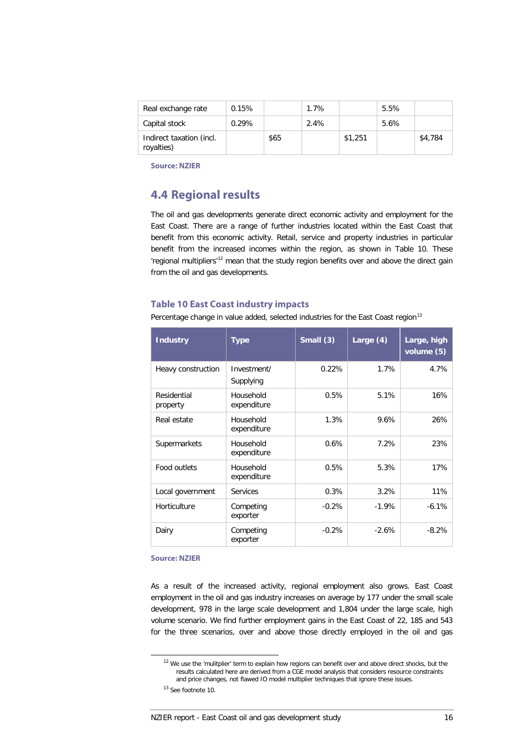| Real exchange rate | 0.15% | | 1.7% | | 5.5% | |
|---|---|---|---|---|---|---|
| Capital stock | 0.29% | | 2.4% | | 5.6% | |
| Indirect taxation (incl. royalties) | | $65 | | $1,251 | | $4,784 |

**Source: NZIER**

## 4.4 Regional results

The oil and gas developments generate direct economic activity and employment for the East Coast. There are a range of further industries located within the East Coast that benefit from this economic activity. Retail, service and property industries in particular benefit from the increased incomes within the region, as shown in Table 10. These 'regional multipliers'[12] mean that the study region benefits over and above the direct gain from the oil and gas developments.

### Table 10 East Coast industry impacts

Percentage change in value added, selected industries for the East Coast region[13]

| Industry | Type | Small (3) | Large (4) | Large, high volume (5) |
|---|---|---|---|---|
| Heavy construction | Investment/ Supplying | 0.22% | 1.7% | 4.7% |
| Residential property | Household expenditure | 0.5% | 5.1% | 16% |
| Real estate | Household expenditure | 1.3% | 9.6% | 26% |
| Supermarkets | Household expenditure | 0.6% | 7.2% | 23% |
| Food outlets | Household expenditure | 0.5% | 5.3% | 17% |
| Local government | Services | 0.3% | 3.2% | 11% |
| Horticulture | Competing exporter | -0.2% | -1.9% | -6.1% |
| Dairy | Competing exporter | -0.2% | -2.6% | -8.2% |

**Source: NZIER**

As a result of the increased activity, regional employment also grows. East Coast employment in the oil and gas industry increases on average by 177 under the small scale development, 978 in the large scale development and 1,804 under the large scale, high volume scenario. We find further employment gains in the East Coast of 22, 185 and 543 for the three scenarios, over and above those directly employed in the oil and gas

[12] We use the 'mulitplier' term to explain how regions can benefit over and above direct shocks, but the results calculated here are derived from a CGE model analysis that considers resource constraints and price changes, not flawed IO model multiplier techniques that ignore these issues.

[13] See footnote 10.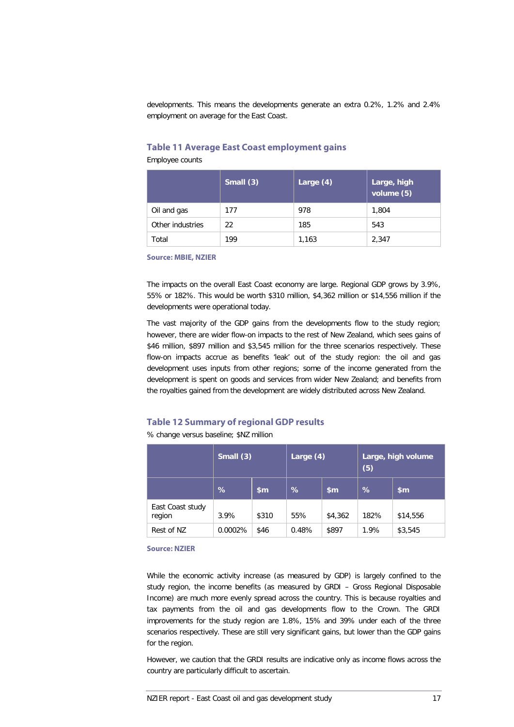developments. This means the developments generate an extra 0.2%, 1.2% and 2.4% employment on average for the East Coast.

### Table 11 Average East Coast employment gains

Employee counts

| | Small (3) | Large (4) | Large, high volume (5) |
|---|---|---|---|
| Oil and gas | 177 | 978 | 1,804 |
| Other industries | 22 | 185 | 543 |
| Total | 199 | 1,163 | 2,347 |

**Source: MBIE, NZIER**

The impacts on the overall East Coast economy are large. Regional GDP grows by 3.9%, 55% or 182%. This would be worth $310 million, $4,362 million or $14,556 million if the developments were operational today.

The vast majority of the GDP gains from the developments flow to the study region; however, there are wider flow-on impacts to the rest of New Zealand, which sees gains of $46 million, $897 million and $3,545 million for the three scenarios respectively. These flow-on impacts accrue as benefits 'leak' out of the study region: the oil and gas development uses inputs from other regions; some of the income generated from the development is spent on goods and services from wider New Zealand; and benefits from the royalties gained from the development are widely distributed across New Zealand.

### Table 12 Summary of regional GDP results

% change versus baseline; $NZ million

| | Small (3) | | Large (4) | | Large, high volume (5) | |
|---|---|---|---|---|---|---|
| | % | $m | % | $m | % | $m |
| East Coast study region | 3.9% | $310 | 55% | $4,362 | 182% | $14,556 |
| Rest of NZ | 0.0002% | $46 | 0.48% | $897 | 1.9% | $3,545 |

**Source: NZIER**

While the economic activity increase (as measured by GDP) is largely confined to the study region, the income benefits (as measured by GRDI – Gross Regional Disposable Income) are much more evenly spread across the country. This is because royalties and tax payments from the oil and gas developments flow to the Crown. The GRDI improvements for the study region are 1.8%, 15% and 39% under each of the three scenarios respectively. These are still very significant gains, but lower than the GDP gains for the region.

However, we caution that the GRDI results are indicative only as income flows across the country are particularly difficult to ascertain.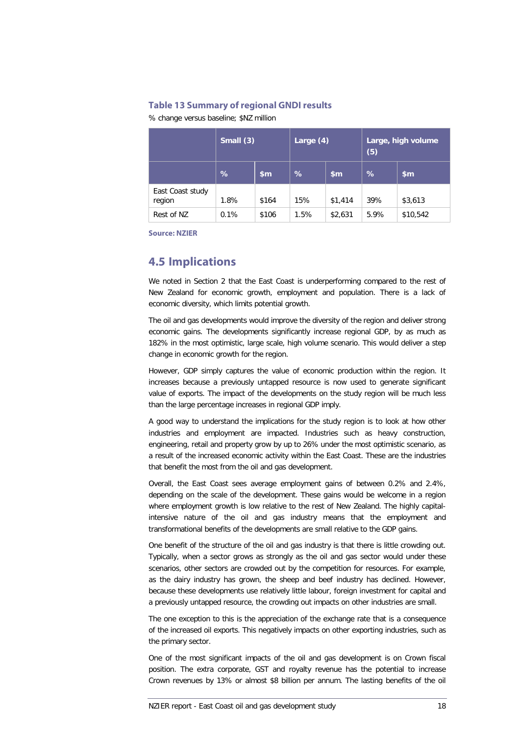**Table 13 Summary of regional GNDI results**

% change versus baseline; $NZ million

| | Small (3) | | Large (4) | | Large, high volume (5) | |
|---|---|---|---|---|---|---|
| | % | $m | % | $m | % | $m |
| East Coast study region | 1.8% | $164 | 15% | $1,414 | 39% | $3,613 |
| Rest of NZ | 0.1% | $106 | 1.5% | $2,631 | 5.9% | $10,542 |

**Source: NZIER**

## 4.5 Implications

We noted in Section 2 that the East Coast is underperforming compared to the rest of New Zealand for economic growth, employment and population. There is a lack of economic diversity, which limits potential growth.

The oil and gas developments would improve the diversity of the region and deliver strong economic gains. The developments significantly increase regional GDP, by as much as 182% in the most optimistic, large scale, high volume scenario. This would deliver a step change in economic growth for the region.

However, GDP simply captures the value of economic production within the region. It increases because a previously untapped resource is now used to generate significant value of exports. The impact of the developments on the study region will be much less than the large percentage increases in regional GDP imply.

A good way to understand the implications for the study region is to look at how other industries and employment are impacted. Industries such as heavy construction, engineering, retail and property grow by up to 26% under the most optimistic scenario, as a result of the increased economic activity within the East Coast. These are the industries that benefit the most from the oil and gas development.

Overall, the East Coast sees average employment gains of between 0.2% and 2.4%, depending on the scale of the development. These gains would be welcome in a region where employment growth is low relative to the rest of New Zealand. The highly capital-intensive nature of the oil and gas industry means that the employment and transformational benefits of the developments are small relative to the GDP gains.

One benefit of the structure of the oil and gas industry is that there is little crowding out. Typically, when a sector grows as strongly as the oil and gas sector would under these scenarios, other sectors are crowded out by the competition for resources. For example, as the dairy industry has grown, the sheep and beef industry has declined. However, because these developments use relatively little labour, foreign investment for capital and a previously untapped resource, the crowding out impacts on other industries are small.

The one exception to this is the appreciation of the exchange rate that is a consequence of the increased oil exports. This negatively impacts on other exporting industries, such as the primary sector.

One of the most significant impacts of the oil and gas development is on Crown fiscal position. The extra corporate, GST and royalty revenue has the potential to increase Crown revenues by 13% or almost $8 billion per annum. The lasting benefits of the oil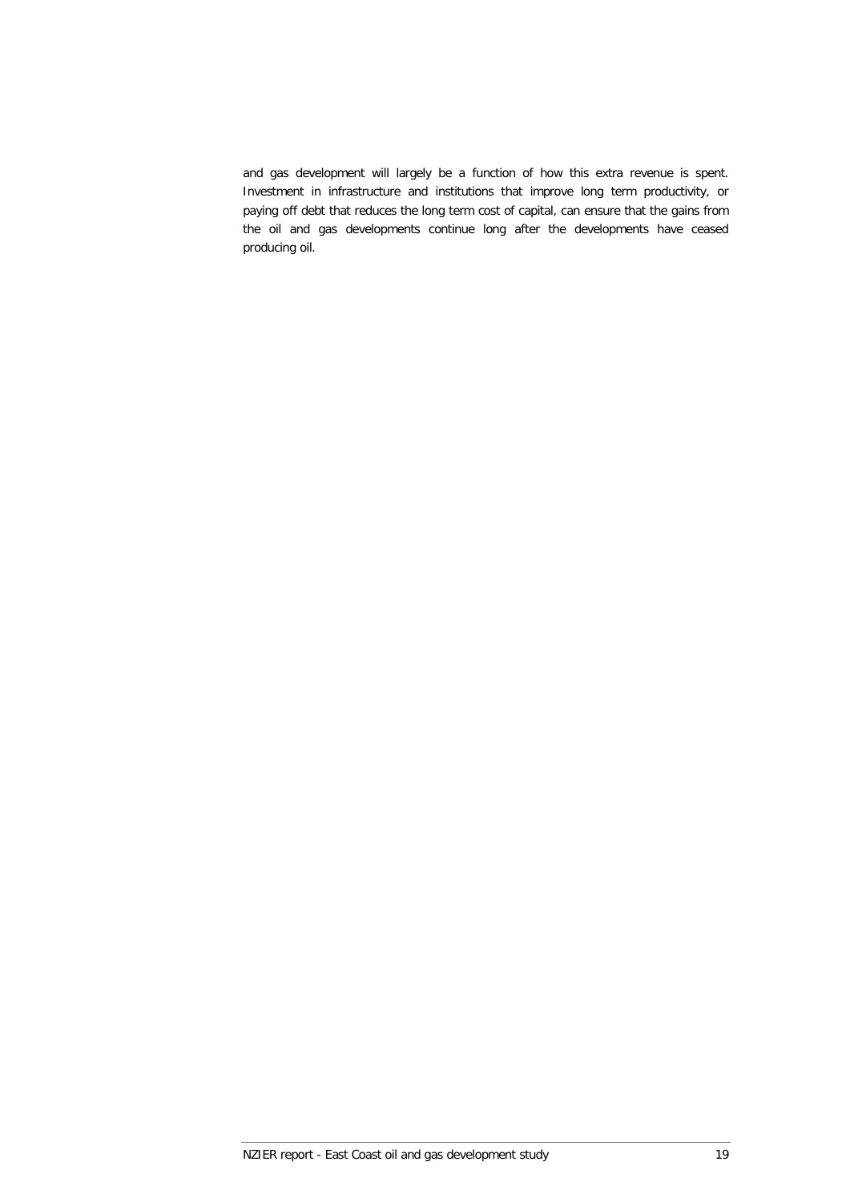and gas development will largely be a function of how this extra revenue is spent. Investment in infrastructure and institutions that improve long term productivity, or paying off debt that reduces the long term cost of capital, can ensure that the gains from the oil and gas developments continue long after the developments have ceased producing oil.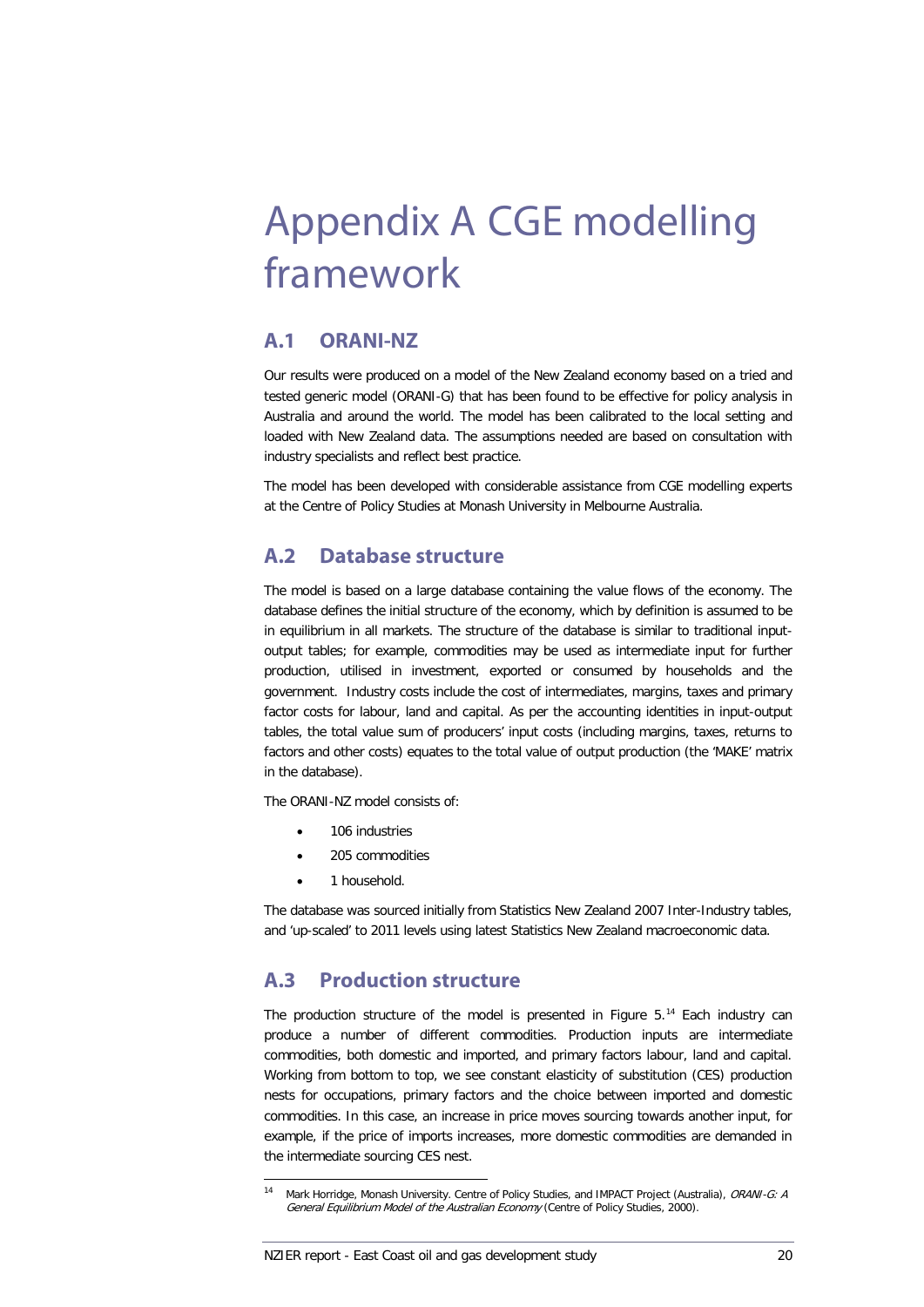# Appendix A CGE modelling framework

## A.1 ORANI-NZ

Our results were produced on a model of the New Zealand economy based on a tried and tested generic model (ORANI-G) that has been found to be effective for policy analysis in Australia and around the world. The model has been calibrated to the local setting and loaded with New Zealand data. The assumptions needed are based on consultation with industry specialists and reflect best practice.

The model has been developed with considerable assistance from CGE modelling experts at the Centre of Policy Studies at Monash University in Melbourne Australia.

## A.2 Database structure

The model is based on a large database containing the value flows of the economy. The database defines the initial structure of the economy, which by definition is assumed to be in equilibrium in all markets. The structure of the database is similar to traditional input-output tables; for example, commodities may be used as intermediate input for further production, utilised in investment, exported or consumed by households and the government. Industry costs include the cost of intermediates, margins, taxes and primary factor costs for labour, land and capital. As per the accounting identities in input-output tables, the total value sum of producers' input costs (including margins, taxes, returns to factors and other costs) equates to the total value of output production (the 'MAKE' matrix in the database).

The ORANI-NZ model consists of:

- 106 industries
- 205 commodities
- 1 household.

The database was sourced initially from Statistics New Zealand 2007 Inter-Industry tables, and 'up-scaled' to 2011 levels using latest Statistics New Zealand macroeconomic data.

## A.3 Production structure

The production structure of the model is presented in Figure 5.[14] Each industry can produce a number of different commodities. Production inputs are intermediate commodities, both domestic and imported, and primary factors labour, land and capital. Working from bottom to top, we see constant elasticity of substitution (CES) production nests for occupations, primary factors and the choice between imported and domestic commodities. In this case, an increase in price moves sourcing towards another input, for example, if the price of imports increases, more domestic commodities are demanded in the intermediate sourcing CES nest.

[14] Mark Horridge, Monash University. Centre of Policy Studies, and IMPACT Project (Australia), *ORANI-G: A General Equilibrium Model of the Australian Economy* (Centre of Policy Studies, 2000).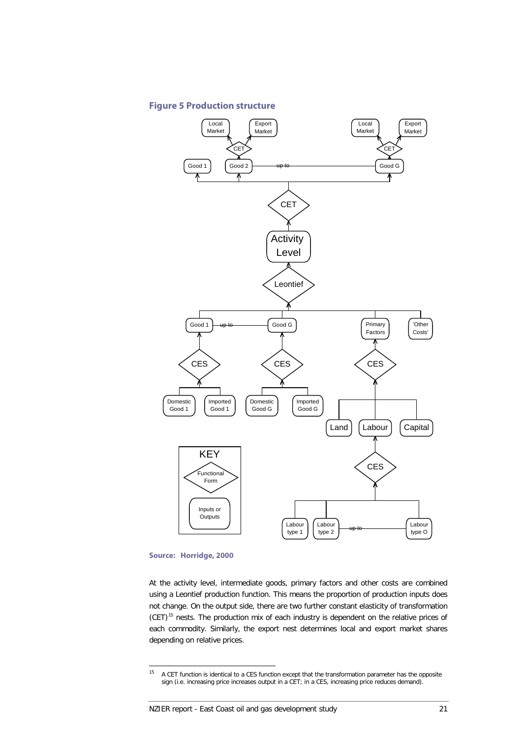**Figure 5 Production structure**

**Source: Horridge, 2000**

At the activity level, intermediate goods, primary factors and other costs are combined using a Leontief production function. This means the proportion of production inputs does not change. On the output side, there are two further constant elasticity of transformation (CET)[15] nests. The production mix of each industry is dependent on the relative prices of each commodity. Similarly, the export nest determines local and export market shares depending on relative prices.

---

15 A CET function is identical to a CES function except that the transformation parameter has the opposite sign (i.e. increasing price increases output in a CET; in a CES, increasing price reduces demand).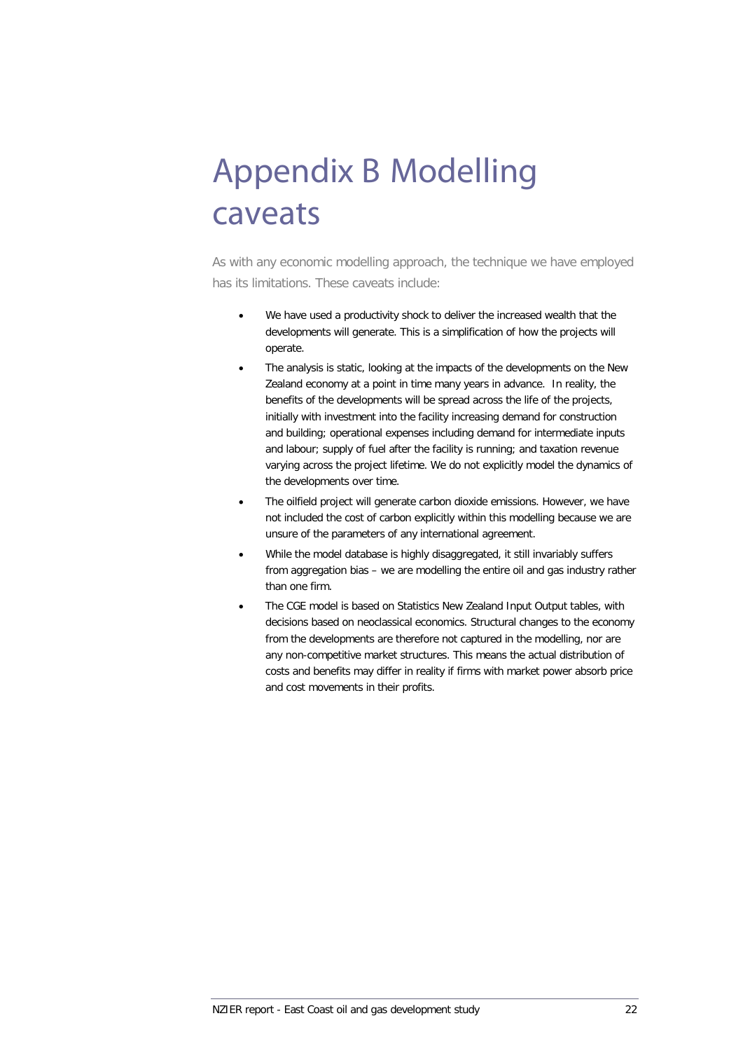# Appendix B Modelling caveats

As with any economic modelling approach, the technique we have employed has its limitations. These caveats include:

- We have used a productivity shock to deliver the increased wealth that the developments will generate. This is a simplification of how the projects will operate.
- The analysis is static, looking at the impacts of the developments on the New Zealand economy at a point in time many years in advance. In reality, the benefits of the developments will be spread across the life of the projects, initially with investment into the facility increasing demand for construction and building; operational expenses including demand for intermediate inputs and labour; supply of fuel after the facility is running; and taxation revenue varying across the project lifetime. We do not explicitly model the dynamics of the developments over time.
- The oilfield project will generate carbon dioxide emissions. However, we have not included the cost of carbon explicitly within this modelling because we are unsure of the parameters of any international agreement.
- While the model database is highly disaggregated, it still invariably suffers from aggregation bias – we are modelling the entire oil and gas industry rather than one firm.
- The CGE model is based on Statistics New Zealand Input Output tables, with decisions based on neoclassical economics. Structural changes to the economy from the developments are therefore not captured in the modelling, nor are any non-competitive market structures. This means the actual distribution of costs and benefits may differ in reality if firms with market power absorb price and cost movements in their profits.